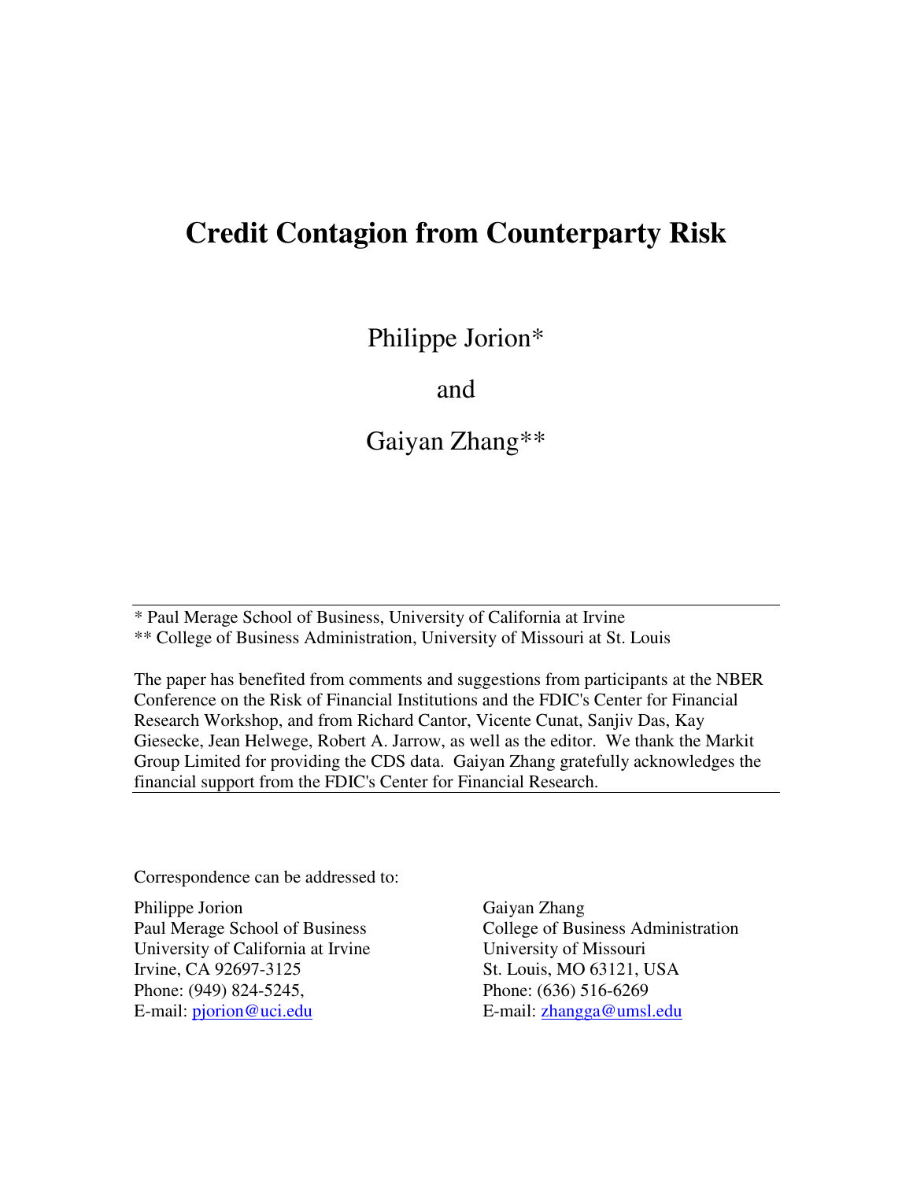# Credit Contagion from Counterparty Risk

Philippe Jorion*

and

Gaiyan Zhang**

---

\* Paul Merage School of Business, University of California at Irvine

\*\* College of Business Administration, University of Missouri at St. Louis

The paper has benefited from comments and suggestions from participants at the NBER Conference on the Risk of Financial Institutions and the FDIC's Center for Financial Research Workshop, and from Richard Cantor, Vicente Cunat, Sanjiv Das, Kay Giesecke, Jean Helwege, Robert A. Jarrow, as well as the editor. We thank the Markit Group Limited for providing the CDS data. Gaiyan Zhang gratefully acknowledges the financial support from the FDIC's Center for Financial Research.

---

Correspondence can be addressed to:

Philippe Jorion
Paul Merage School of Business
University of California at Irvine
Irvine, CA 92697-3125
Phone: (949) 824-5245,
E-mail: pjorion@uci.edu

Gaiyan Zhang
College of Business Administration
University of Missouri
St. Louis, MO 63121, USA
Phone: (636) 516-6269
E-mail: zhangga@umsl.edu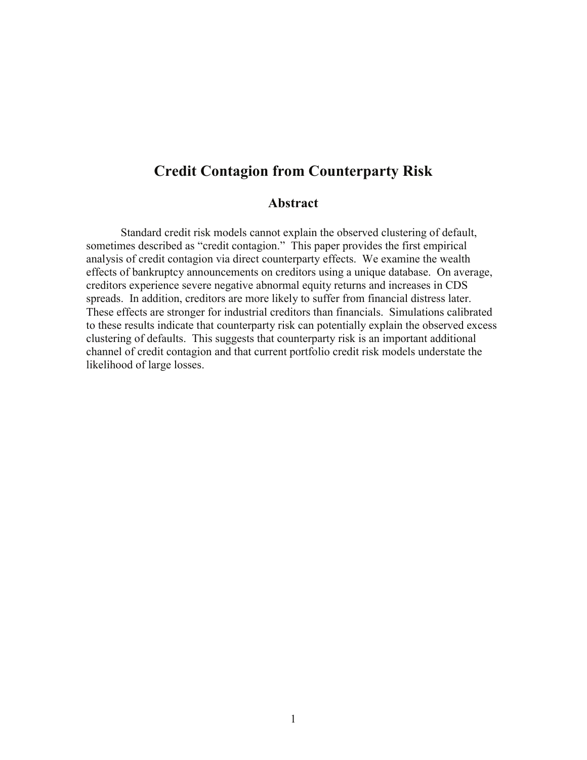# Credit Contagion from Counterparty Risk

## Abstract

Standard credit risk models cannot explain the observed clustering of default, sometimes described as "credit contagion." This paper provides the first empirical analysis of credit contagion via direct counterparty effects. We examine the wealth effects of bankruptcy announcements on creditors using a unique database. On average, creditors experience severe negative abnormal equity returns and increases in CDS spreads. In addition, creditors are more likely to suffer from financial distress later. These effects are stronger for industrial creditors than financials. Simulations calibrated to these results indicate that counterparty risk can potentially explain the observed excess clustering of defaults. This suggests that counterparty risk is an important additional channel of credit contagion and that current portfolio credit risk models understate the likelihood of large losses.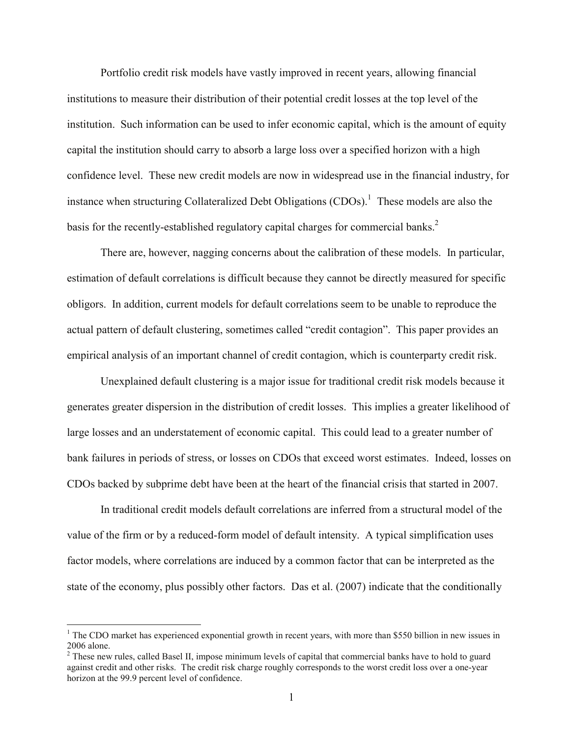Portfolio credit risk models have vastly improved in recent years, allowing financial institutions to measure their distribution of their potential credit losses at the top level of the institution. Such information can be used to infer economic capital, which is the amount of equity capital the institution should carry to absorb a large loss over a specified horizon with a high confidence level. These new credit models are now in widespread use in the financial industry, for instance when structuring Collateralized Debt Obligations (CDOs).[1] These models are also the basis for the recently-established regulatory capital charges for commercial banks.[2]

There are, however, nagging concerns about the calibration of these models. In particular, estimation of default correlations is difficult because they cannot be directly measured for specific obligors. In addition, current models for default correlations seem to be unable to reproduce the actual pattern of default clustering, sometimes called "credit contagion". This paper provides an empirical analysis of an important channel of credit contagion, which is counterparty credit risk.

Unexplained default clustering is a major issue for traditional credit risk models because it generates greater dispersion in the distribution of credit losses. This implies a greater likelihood of large losses and an understatement of economic capital. This could lead to a greater number of bank failures in periods of stress, or losses on CDOs that exceed worst estimates. Indeed, losses on CDOs backed by subprime debt have been at the heart of the financial crisis that started in 2007.

In traditional credit models default correlations are inferred from a structural model of the value of the firm or by a reduced-form model of default intensity. A typical simplification uses factor models, where correlations are induced by a common factor that can be interpreted as the state of the economy, plus possibly other factors. Das et al. (2007) indicate that the conditionally

[1] The CDO market has experienced exponential growth in recent years, with more than \$550 billion in new issues in 2006 alone.

[2] These new rules, called Basel II, impose minimum levels of capital that commercial banks have to hold to guard against credit and other risks. The credit risk charge roughly corresponds to the worst credit loss over a one-year horizon at the 99.9 percent level of confidence.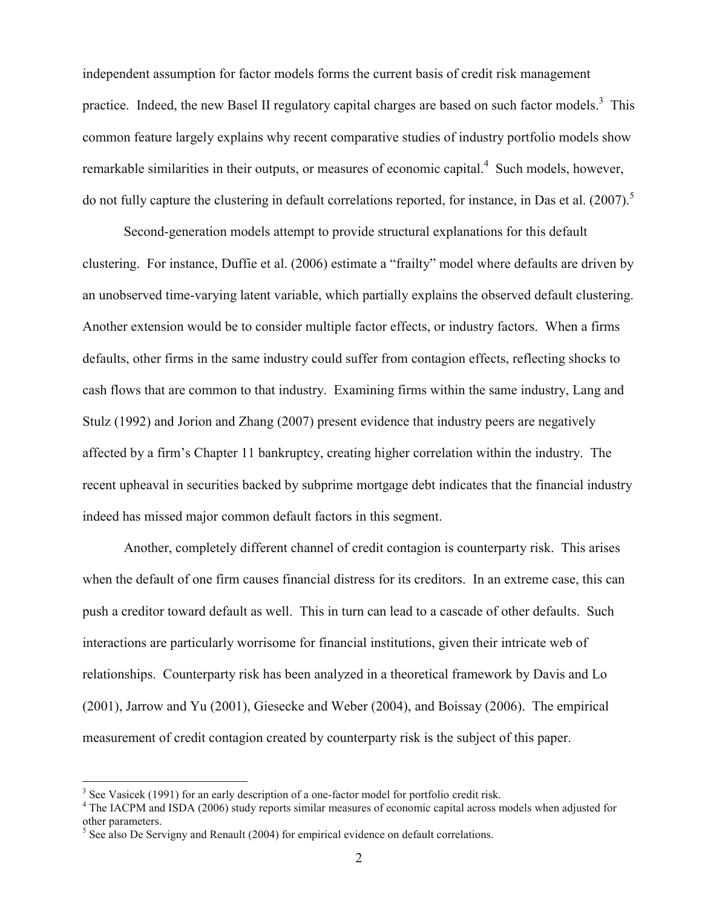independent assumption for factor models forms the current basis of credit risk management practice. Indeed, the new Basel II regulatory capital charges are based on such factor models.[3] This common feature largely explains why recent comparative studies of industry portfolio models show remarkable similarities in their outputs, or measures of economic capital.[4] Such models, however, do not fully capture the clustering in default correlations reported, for instance, in Das et al. (2007).[5]

Second-generation models attempt to provide structural explanations for this default clustering. For instance, Duffie et al. (2006) estimate a "frailty" model where defaults are driven by an unobserved time-varying latent variable, which partially explains the observed default clustering. Another extension would be to consider multiple factor effects, or industry factors. When a firms defaults, other firms in the same industry could suffer from contagion effects, reflecting shocks to cash flows that are common to that industry. Examining firms within the same industry, Lang and Stulz (1992) and Jorion and Zhang (2007) present evidence that industry peers are negatively affected by a firm's Chapter 11 bankruptcy, creating higher correlation within the industry. The recent upheaval in securities backed by subprime mortgage debt indicates that the financial industry indeed has missed major common default factors in this segment.

Another, completely different channel of credit contagion is counterparty risk. This arises when the default of one firm causes financial distress for its creditors. In an extreme case, this can push a creditor toward default as well. This in turn can lead to a cascade of other defaults. Such interactions are particularly worrisome for financial institutions, given their intricate web of relationships. Counterparty risk has been analyzed in a theoretical framework by Davis and Lo (2001), Jarrow and Yu (2001), Giesecke and Weber (2004), and Boissay (2006). The empirical measurement of credit contagion created by counterparty risk is the subject of this paper.

[3] See Vasicek (1991) for an early description of a one-factor model for portfolio credit risk.
[4] The IACPM and ISDA (2006) study reports similar measures of economic capital across models when adjusted for other parameters.
[5] See also De Servigny and Renault (2004) for empirical evidence on default correlations.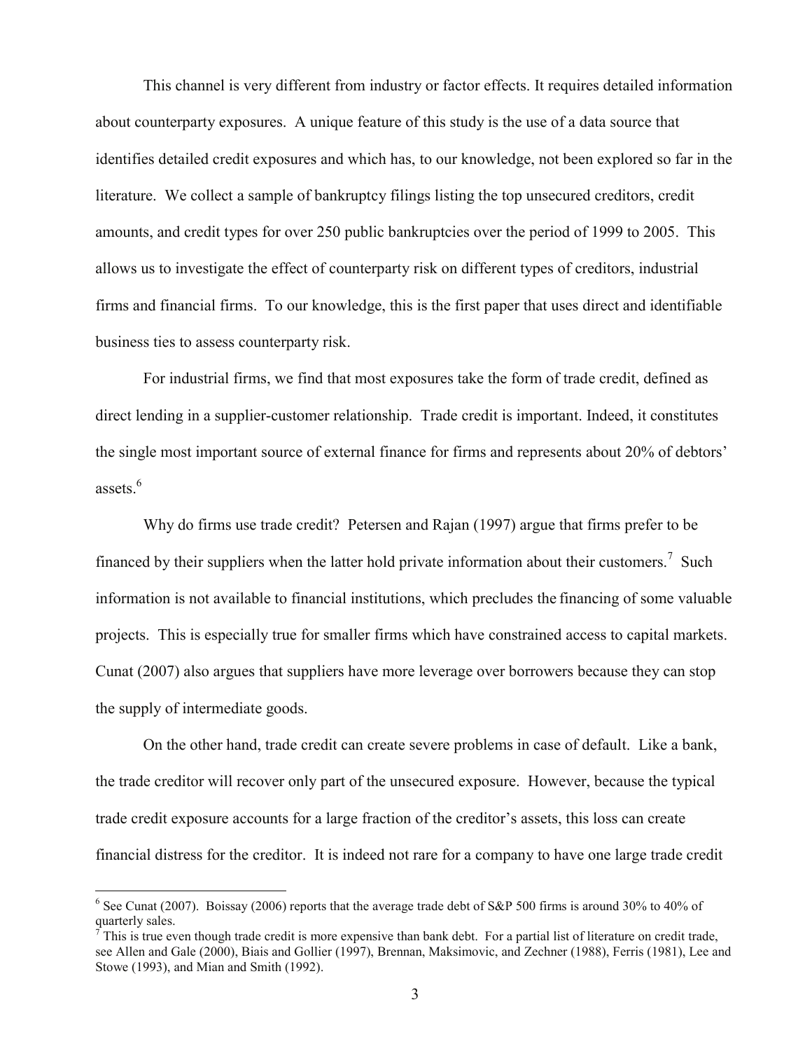This channel is very different from industry or factor effects. It requires detailed information about counterparty exposures. A unique feature of this study is the use of a data source that identifies detailed credit exposures and which has, to our knowledge, not been explored so far in the literature. We collect a sample of bankruptcy filings listing the top unsecured creditors, credit amounts, and credit types for over 250 public bankruptcies over the period of 1999 to 2005. This allows us to investigate the effect of counterparty risk on different types of creditors, industrial firms and financial firms. To our knowledge, this is the first paper that uses direct and identifiable business ties to assess counterparty risk.

For industrial firms, we find that most exposures take the form of trade credit, defined as direct lending in a supplier-customer relationship. Trade credit is important. Indeed, it constitutes the single most important source of external finance for firms and represents about 20% of debtors' assets.[6]

Why do firms use trade credit? Petersen and Rajan (1997) argue that firms prefer to be financed by their suppliers when the latter hold private information about their customers.[7] Such information is not available to financial institutions, which precludes the financing of some valuable projects. This is especially true for smaller firms which have constrained access to capital markets. Cunat (2007) also argues that suppliers have more leverage over borrowers because they can stop the supply of intermediate goods.

On the other hand, trade credit can create severe problems in case of default. Like a bank, the trade creditor will recover only part of the unsecured exposure. However, because the typical trade credit exposure accounts for a large fraction of the creditor's assets, this loss can create financial distress for the creditor. It is indeed not rare for a company to have one large trade credit

---

[6] See Cunat (2007). Boissay (2006) reports that the average trade debt of S&P 500 firms is around 30% to 40% of quarterly sales.

[7] This is true even though trade credit is more expensive than bank debt. For a partial list of literature on credit trade, see Allen and Gale (2000), Biais and Gollier (1997), Brennan, Maksimovic, and Zechner (1988), Ferris (1981), Lee and Stowe (1993), and Mian and Smith (1992).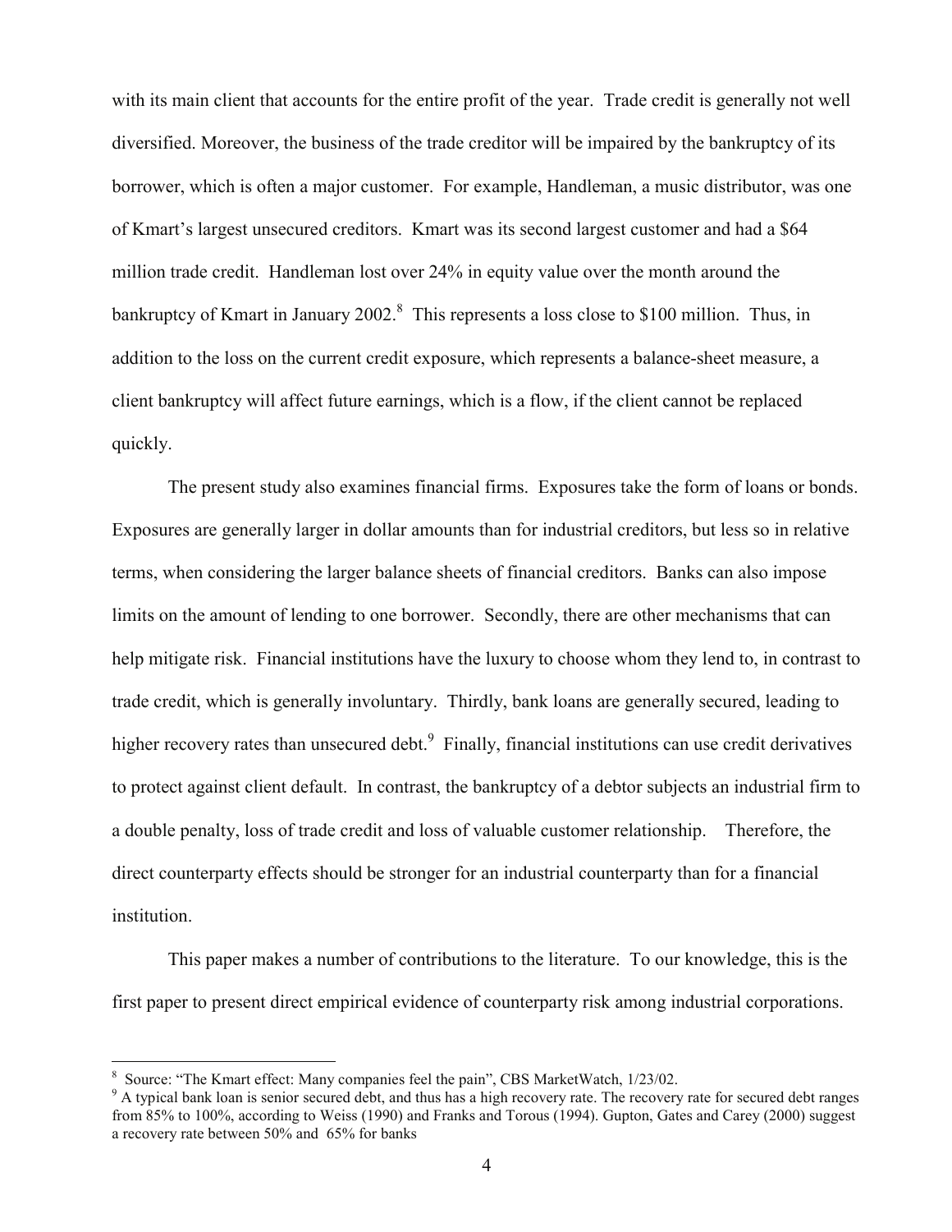with its main client that accounts for the entire profit of the year. Trade credit is generally not well diversified. Moreover, the business of the trade creditor will be impaired by the bankruptcy of its borrower, which is often a major customer. For example, Handleman, a music distributor, was one of Kmart's largest unsecured creditors. Kmart was its second largest customer and had a $64 million trade credit. Handleman lost over 24% in equity value over the month around the bankruptcy of Kmart in January 2002.[8] This represents a loss close to $100 million. Thus, in addition to the loss on the current credit exposure, which represents a balance-sheet measure, a client bankruptcy will affect future earnings, which is a flow, if the client cannot be replaced quickly.

The present study also examines financial firms. Exposures take the form of loans or bonds. Exposures are generally larger in dollar amounts than for industrial creditors, but less so in relative terms, when considering the larger balance sheets of financial creditors. Banks can also impose limits on the amount of lending to one borrower. Secondly, there are other mechanisms that can help mitigate risk. Financial institutions have the luxury to choose whom they lend to, in contrast to trade credit, which is generally involuntary. Thirdly, bank loans are generally secured, leading to higher recovery rates than unsecured debt.[9] Finally, financial institutions can use credit derivatives to protect against client default. In contrast, the bankruptcy of a debtor subjects an industrial firm to a double penalty, loss of trade credit and loss of valuable customer relationship. Therefore, the direct counterparty effects should be stronger for an industrial counterparty than for a financial institution.

This paper makes a number of contributions to the literature. To our knowledge, this is the first paper to present direct empirical evidence of counterparty risk among industrial corporations.

---

[8] Source: "The Kmart effect: Many companies feel the pain", CBS MarketWatch, 1/23/02.

[9] A typical bank loan is senior secured debt, and thus has a high recovery rate. The recovery rate for secured debt ranges from 85% to 100%, according to Weiss (1990) and Franks and Torous (1994). Gupton, Gates and Carey (2000) suggest a recovery rate between 50% and 65% for banks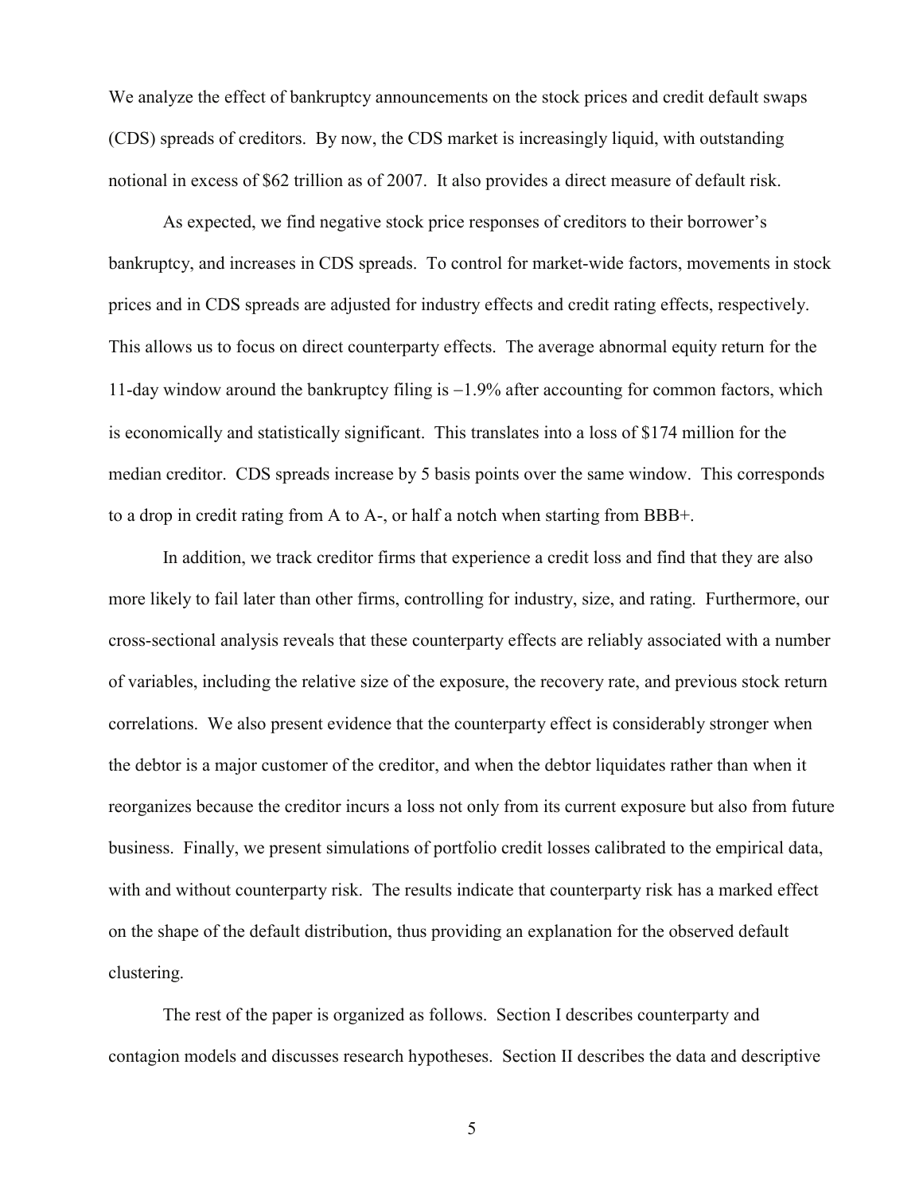We analyze the effect of bankruptcy announcements on the stock prices and credit default swaps (CDS) spreads of creditors. By now, the CDS market is increasingly liquid, with outstanding notional in excess of \$62 trillion as of 2007. It also provides a direct measure of default risk.

As expected, we find negative stock price responses of creditors to their borrower's bankruptcy, and increases in CDS spreads. To control for market-wide factors, movements in stock prices and in CDS spreads are adjusted for industry effects and credit rating effects, respectively. This allows us to focus on direct counterparty effects. The average abnormal equity return for the 11-day window around the bankruptcy filing is −1.9% after accounting for common factors, which is economically and statistically significant. This translates into a loss of \$174 million for the median creditor. CDS spreads increase by 5 basis points over the same window. This corresponds to a drop in credit rating from A to A-, or half a notch when starting from BBB+.

In addition, we track creditor firms that experience a credit loss and find that they are also more likely to fail later than other firms, controlling for industry, size, and rating. Furthermore, our cross-sectional analysis reveals that these counterparty effects are reliably associated with a number of variables, including the relative size of the exposure, the recovery rate, and previous stock return correlations. We also present evidence that the counterparty effect is considerably stronger when the debtor is a major customer of the creditor, and when the debtor liquidates rather than when it reorganizes because the creditor incurs a loss not only from its current exposure but also from future business. Finally, we present simulations of portfolio credit losses calibrated to the empirical data, with and without counterparty risk. The results indicate that counterparty risk has a marked effect on the shape of the default distribution, thus providing an explanation for the observed default clustering.

The rest of the paper is organized as follows. Section I describes counterparty and contagion models and discusses research hypotheses. Section II describes the data and descriptive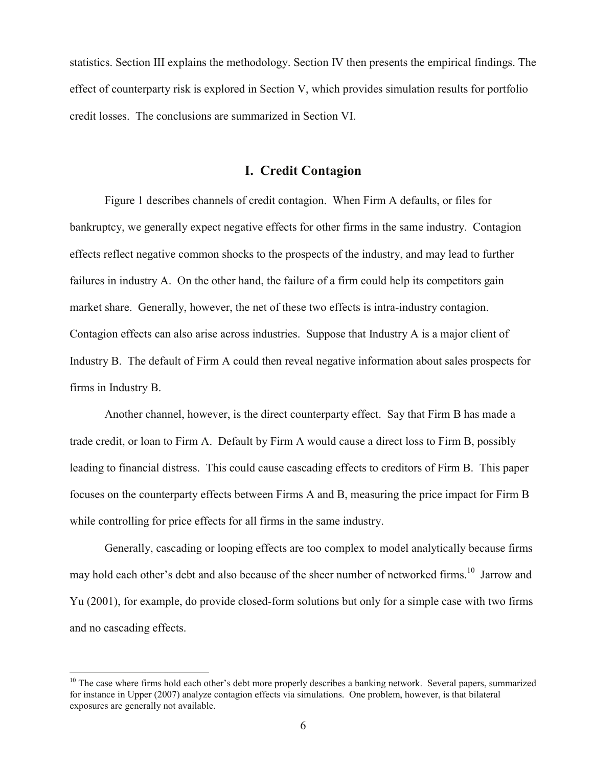statistics. Section III explains the methodology. Section IV then presents the empirical findings. The effect of counterparty risk is explored in Section V, which provides simulation results for portfolio credit losses. The conclusions are summarized in Section VI.

## I. Credit Contagion

Figure 1 describes channels of credit contagion. When Firm A defaults, or files for bankruptcy, we generally expect negative effects for other firms in the same industry. Contagion effects reflect negative common shocks to the prospects of the industry, and may lead to further failures in industry A. On the other hand, the failure of a firm could help its competitors gain market share. Generally, however, the net of these two effects is intra-industry contagion. Contagion effects can also arise across industries. Suppose that Industry A is a major client of Industry B. The default of Firm A could then reveal negative information about sales prospects for firms in Industry B.

Another channel, however, is the direct counterparty effect. Say that Firm B has made a trade credit, or loan to Firm A. Default by Firm A would cause a direct loss to Firm B, possibly leading to financial distress. This could cause cascading effects to creditors of Firm B. This paper focuses on the counterparty effects between Firms A and B, measuring the price impact for Firm B while controlling for price effects for all firms in the same industry.

Generally, cascading or looping effects are too complex to model analytically because firms may hold each other's debt and also because of the sheer number of networked firms.[10] Jarrow and Yu (2001), for example, do provide closed-form solutions but only for a simple case with two firms and no cascading effects.

[10] The case where firms hold each other's debt more properly describes a banking network. Several papers, summarized for instance in Upper (2007) analyze contagion effects via simulations. One problem, however, is that bilateral exposures are generally not available.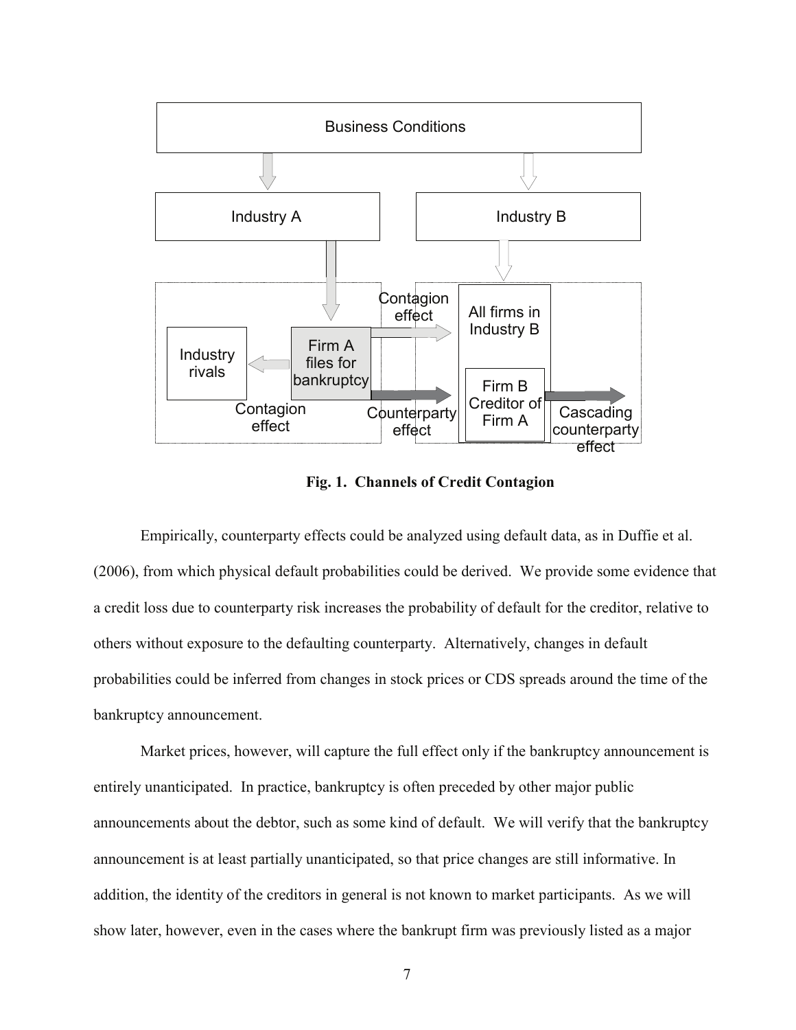**Fig. 1. Channels of Credit Contagion**

Empirically, counterparty effects could be analyzed using default data, as in Duffie et al. (2006), from which physical default probabilities could be derived. We provide some evidence that a credit loss due to counterparty risk increases the probability of default for the creditor, relative to others without exposure to the defaulting counterparty. Alternatively, changes in default probabilities could be inferred from changes in stock prices or CDS spreads around the time of the bankruptcy announcement.

Market prices, however, will capture the full effect only if the bankruptcy announcement is entirely unanticipated. In practice, bankruptcy is often preceded by other major public announcements about the debtor, such as some kind of default. We will verify that the bankruptcy announcement is at least partially unanticipated, so that price changes are still informative. In addition, the identity of the creditors in general is not known to market participants. As we will show later, however, even in the cases where the bankrupt firm was previously listed as a major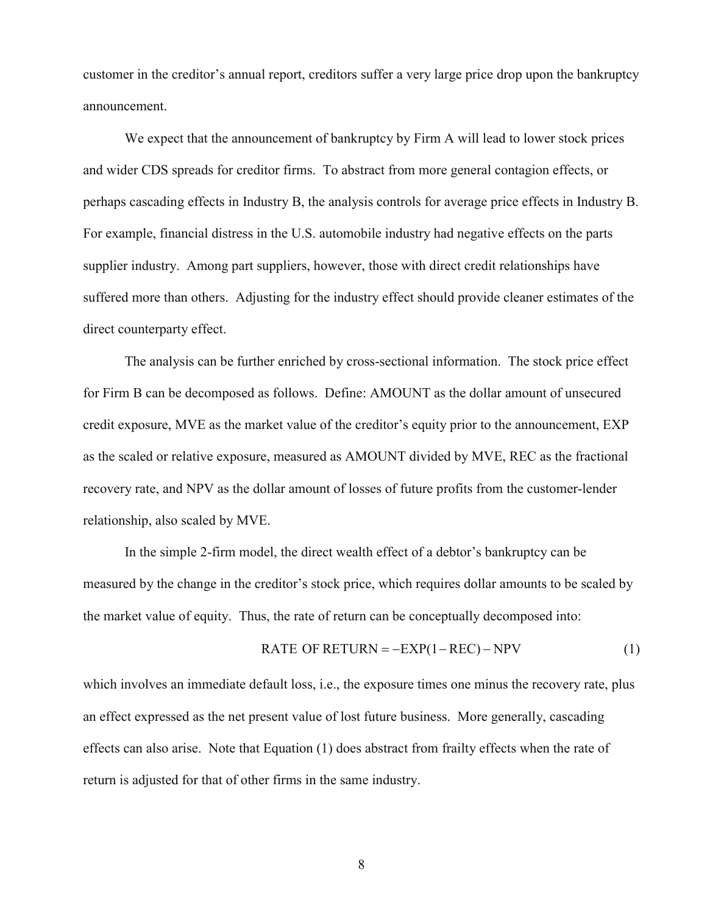customer in the creditor's annual report, creditors suffer a very large price drop upon the bankruptcy announcement.

We expect that the announcement of bankruptcy by Firm A will lead to lower stock prices and wider CDS spreads for creditor firms. To abstract from more general contagion effects, or perhaps cascading effects in Industry B, the analysis controls for average price effects in Industry B. For example, financial distress in the U.S. automobile industry had negative effects on the parts supplier industry. Among part suppliers, however, those with direct credit relationships have suffered more than others. Adjusting for the industry effect should provide cleaner estimates of the direct counterparty effect.

The analysis can be further enriched by cross-sectional information. The stock price effect for Firm B can be decomposed as follows. Define: AMOUNT as the dollar amount of unsecured credit exposure, MVE as the market value of the creditor's equity prior to the announcement, EXP as the scaled or relative exposure, measured as AMOUNT divided by MVE, REC as the fractional recovery rate, and NPV as the dollar amount of losses of future profits from the customer-lender relationship, also scaled by MVE.

In the simple 2-firm model, the direct wealth effect of a debtor's bankruptcy can be measured by the change in the creditor's stock price, which requires dollar amounts to be scaled by the market value of equity. Thus, the rate of return can be conceptually decomposed into:

$$\text{RATE OF RETURN} = -\text{EXP}(1-\text{REC}) - \text{NPV} \tag{1}$$

which involves an immediate default loss, i.e., the exposure times one minus the recovery rate, plus an effect expressed as the net present value of lost future business. More generally, cascading effects can also arise. Note that Equation (1) does abstract from frailty effects when the rate of return is adjusted for that of other firms in the same industry.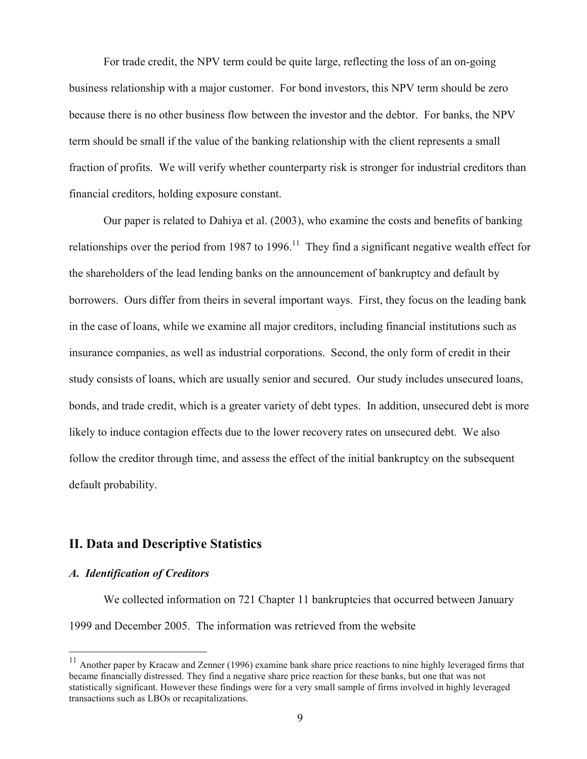For trade credit, the NPV term could be quite large, reflecting the loss of an on-going business relationship with a major customer. For bond investors, this NPV term should be zero because there is no other business flow between the investor and the debtor. For banks, the NPV term should be small if the value of the banking relationship with the client represents a small fraction of profits. We will verify whether counterparty risk is stronger for industrial creditors than financial creditors, holding exposure constant.

Our paper is related to Dahiya et al. (2003), who examine the costs and benefits of banking relationships over the period from 1987 to 1996.[11] They find a significant negative wealth effect for the shareholders of the lead lending banks on the announcement of bankruptcy and default by borrowers. Ours differ from theirs in several important ways. First, they focus on the leading bank in the case of loans, while we examine all major creditors, including financial institutions such as insurance companies, as well as industrial corporations. Second, the only form of credit in their study consists of loans, which are usually senior and secured. Our study includes unsecured loans, bonds, and trade credit, which is a greater variety of debt types. In addition, unsecured debt is more likely to induce contagion effects due to the lower recovery rates on unsecured debt. We also follow the creditor through time, and assess the effect of the initial bankruptcy on the subsequent default probability.

## II. Data and Descriptive Statistics

### *A. Identification of Creditors*

We collected information on 721 Chapter 11 bankruptcies that occurred between January 1999 and December 2005. The information was retrieved from the website

[11] Another paper by Kracaw and Zenner (1996) examine bank share price reactions to nine highly leveraged firms that became financially distressed. They find a negative share price reaction for these banks, but one that was not statistically significant. However these findings were for a very small sample of firms involved in highly leveraged transactions such as LBOs or recapitalizations.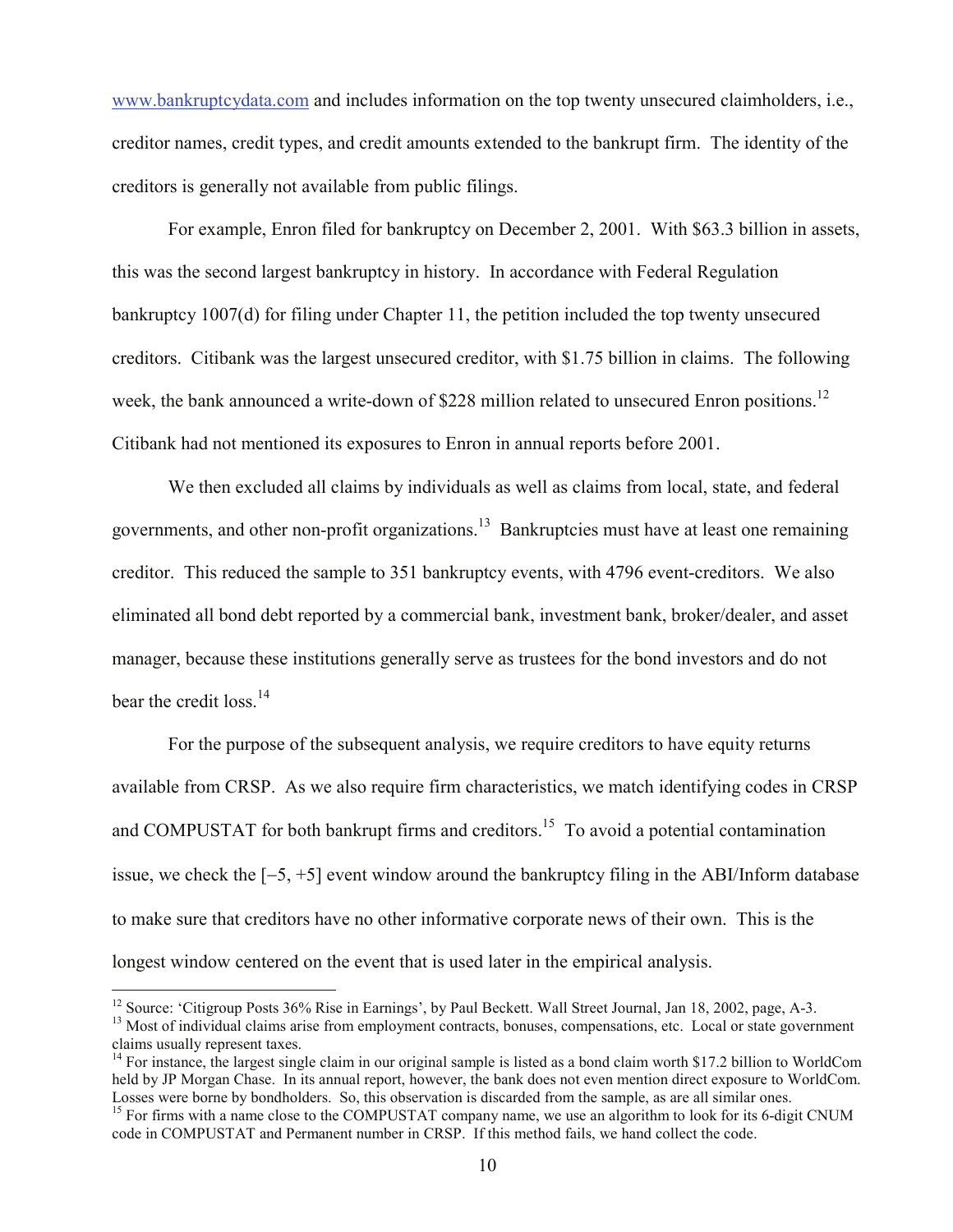www.bankruptcydata.com and includes information on the top twenty unsecured claimholders, i.e., creditor names, credit types, and credit amounts extended to the bankrupt firm. The identity of the creditors is generally not available from public filings.

For example, Enron filed for bankruptcy on December 2, 2001. With $63.3 billion in assets, this was the second largest bankruptcy in history. In accordance with Federal Regulation bankruptcy 1007(d) for filing under Chapter 11, the petition included the top twenty unsecured creditors. Citibank was the largest unsecured creditor, with $1.75 billion in claims. The following week, the bank announced a write-down of $228 million related to unsecured Enron positions.[12] Citibank had not mentioned its exposures to Enron in annual reports before 2001.

We then excluded all claims by individuals as well as claims from local, state, and federal governments, and other non-profit organizations.[13] Bankruptcies must have at least one remaining creditor. This reduced the sample to 351 bankruptcy events, with 4796 event-creditors. We also eliminated all bond debt reported by a commercial bank, investment bank, broker/dealer, and asset manager, because these institutions generally serve as trustees for the bond investors and do not bear the credit loss.[14]

For the purpose of the subsequent analysis, we require creditors to have equity returns available from CRSP. As we also require firm characteristics, we match identifying codes in CRSP and COMPUSTAT for both bankrupt firms and creditors.[15] To avoid a potential contamination issue, we check the [−5, +5] event window around the bankruptcy filing in the ABI/Inform database to make sure that creditors have no other informative corporate news of their own. This is the longest window centered on the event that is used later in the empirical analysis.

---

[12] Source: 'Citigroup Posts 36% Rise in Earnings', by Paul Beckett. Wall Street Journal, Jan 18, 2002, page, A-3.

[13] Most of individual claims arise from employment contracts, bonuses, compensations, etc. Local or state government claims usually represent taxes.

[14] For instance, the largest single claim in our original sample is listed as a bond claim worth $17.2 billion to WorldCom held by JP Morgan Chase. In its annual report, however, the bank does not even mention direct exposure to WorldCom. Losses were borne by bondholders. So, this observation is discarded from the sample, as are all similar ones.

[15] For firms with a name close to the COMPUSTAT company name, we use an algorithm to look for its 6-digit CNUM code in COMPUSTAT and Permanent number in CRSP. If this method fails, we hand collect the code.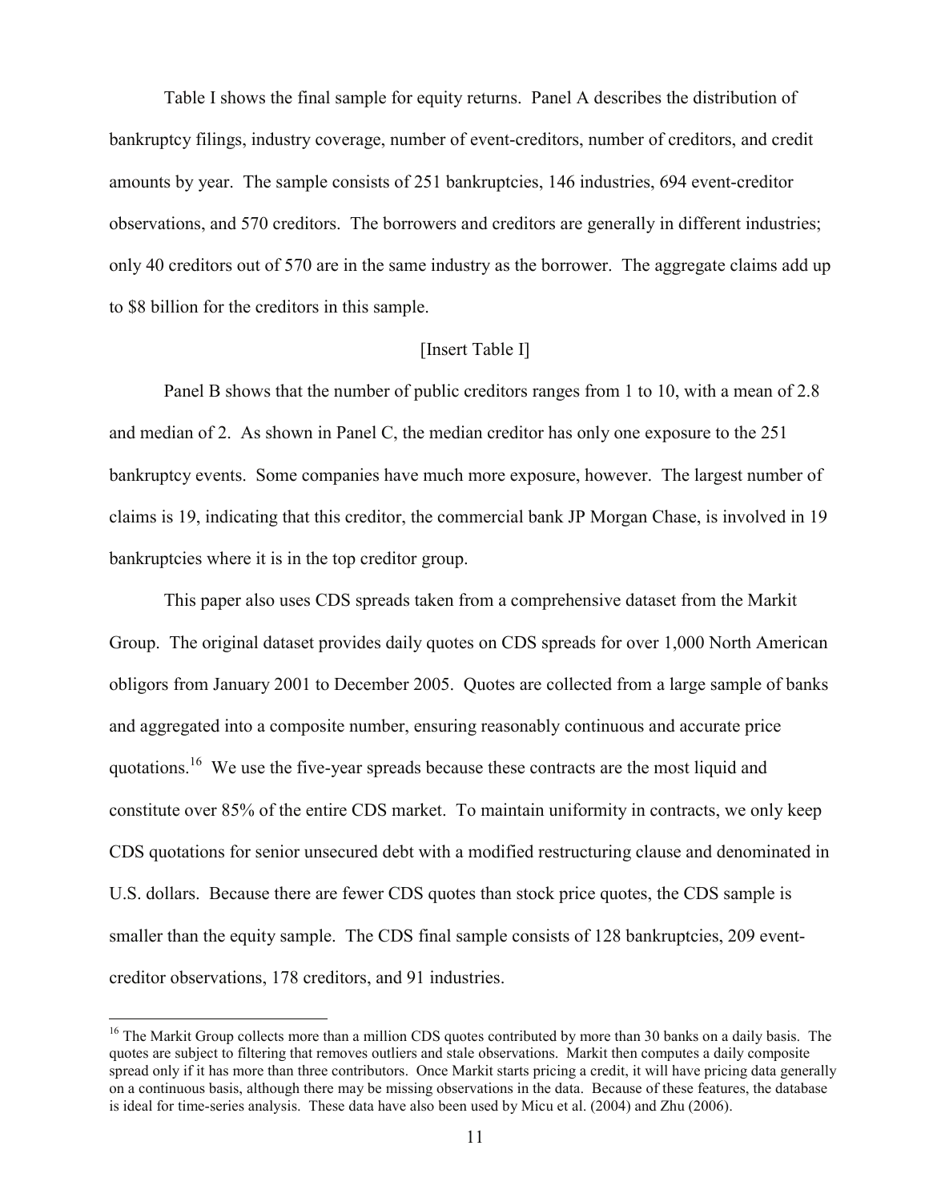Table I shows the final sample for equity returns. Panel A describes the distribution of bankruptcy filings, industry coverage, number of event-creditors, number of creditors, and credit amounts by year. The sample consists of 251 bankruptcies, 146 industries, 694 event-creditor observations, and 570 creditors. The borrowers and creditors are generally in different industries; only 40 creditors out of 570 are in the same industry as the borrower. The aggregate claims add up to $8 billion for the creditors in this sample.

[Insert Table I]

Panel B shows that the number of public creditors ranges from 1 to 10, with a mean of 2.8 and median of 2. As shown in Panel C, the median creditor has only one exposure to the 251 bankruptcy events. Some companies have much more exposure, however. The largest number of claims is 19, indicating that this creditor, the commercial bank JP Morgan Chase, is involved in 19 bankruptcies where it is in the top creditor group.

This paper also uses CDS spreads taken from a comprehensive dataset from the Markit Group. The original dataset provides daily quotes on CDS spreads for over 1,000 North American obligors from January 2001 to December 2005. Quotes are collected from a large sample of banks and aggregated into a composite number, ensuring reasonably continuous and accurate price quotations.[16] We use the five-year spreads because these contracts are the most liquid and constitute over 85% of the entire CDS market. To maintain uniformity in contracts, we only keep CDS quotations for senior unsecured debt with a modified restructuring clause and denominated in U.S. dollars. Because there are fewer CDS quotes than stock price quotes, the CDS sample is smaller than the equity sample. The CDS final sample consists of 128 bankruptcies, 209 event-creditor observations, 178 creditors, and 91 industries.

[16] The Markit Group collects more than a million CDS quotes contributed by more than 30 banks on a daily basis. The quotes are subject to filtering that removes outliers and stale observations. Markit then computes a daily composite spread only if it has more than three contributors. Once Markit starts pricing a credit, it will have pricing data generally on a continuous basis, although there may be missing observations in the data. Because of these features, the database is ideal for time-series analysis. These data have also been used by Micu et al. (2004) and Zhu (2006).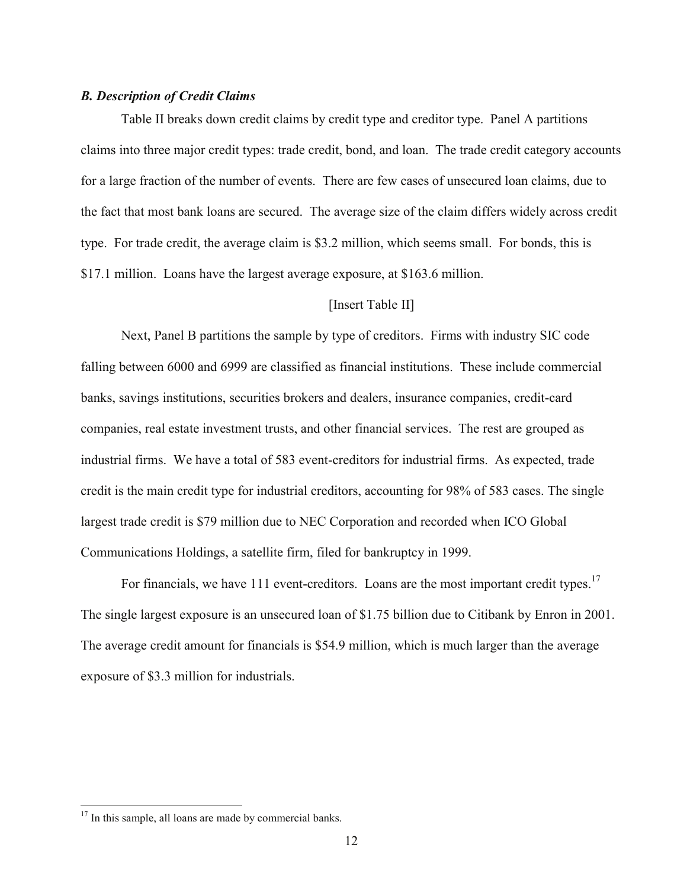### *B. Description of Credit Claims*

Table II breaks down credit claims by credit type and creditor type. Panel A partitions claims into three major credit types: trade credit, bond, and loan. The trade credit category accounts for a large fraction of the number of events. There are few cases of unsecured loan claims, due to the fact that most bank loans are secured. The average size of the claim differs widely across credit type. For trade credit, the average claim is \$3.2 million, which seems small. For bonds, this is \$17.1 million. Loans have the largest average exposure, at \$163.6 million.

[Insert Table II]

Next, Panel B partitions the sample by type of creditors. Firms with industry SIC code falling between 6000 and 6999 are classified as financial institutions. These include commercial banks, savings institutions, securities brokers and dealers, insurance companies, credit-card companies, real estate investment trusts, and other financial services. The rest are grouped as industrial firms. We have a total of 583 event-creditors for industrial firms. As expected, trade credit is the main credit type for industrial creditors, accounting for 98% of 583 cases. The single largest trade credit is \$79 million due to NEC Corporation and recorded when ICO Global Communications Holdings, a satellite firm, filed for bankruptcy in 1999.

For financials, we have 111 event-creditors. Loans are the most important credit types.[17] The single largest exposure is an unsecured loan of \$1.75 billion due to Citibank by Enron in 2001. The average credit amount for financials is \$54.9 million, which is much larger than the average exposure of \$3.3 million for industrials.

[17] In this sample, all loans are made by commercial banks.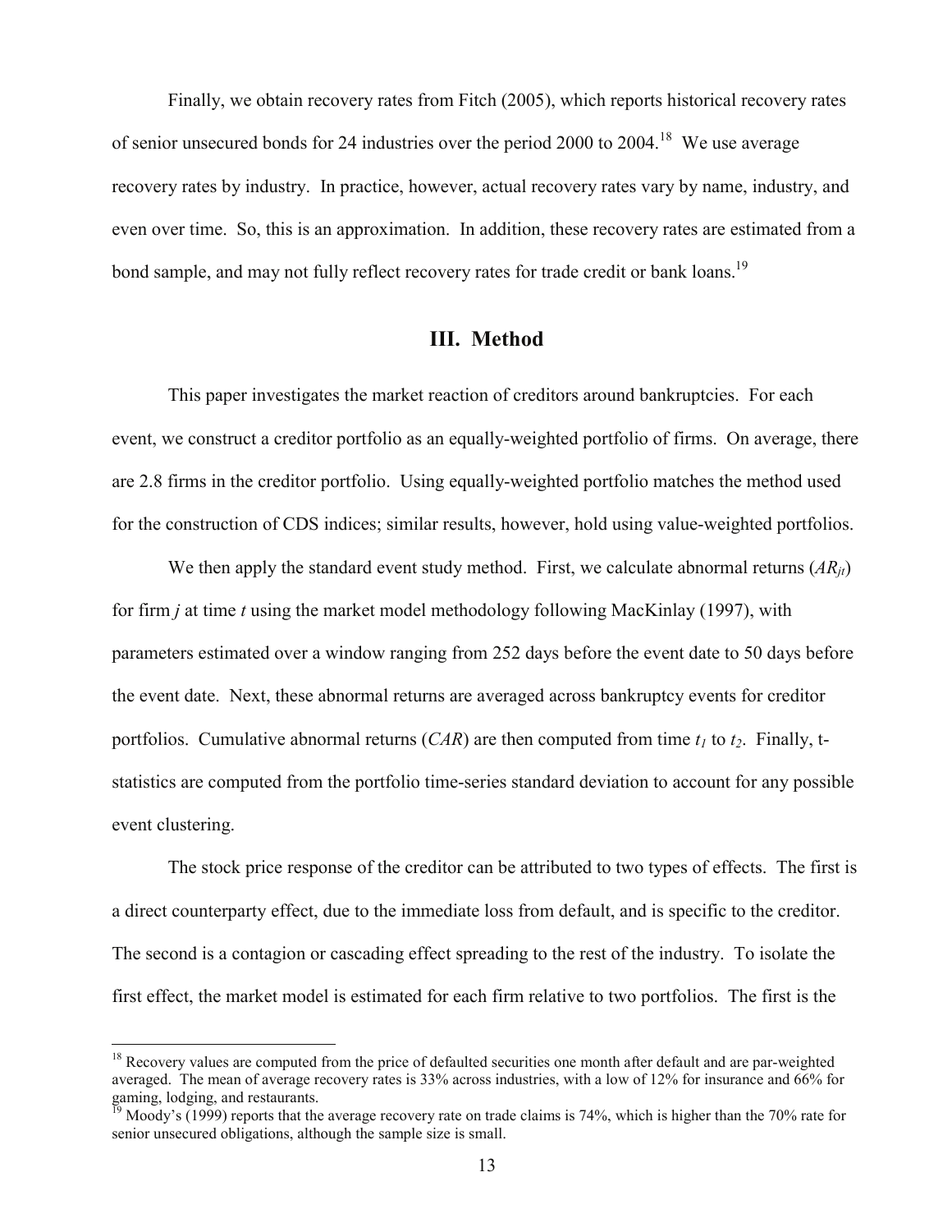Finally, we obtain recovery rates from Fitch (2005), which reports historical recovery rates of senior unsecured bonds for 24 industries over the period 2000 to 2004.[18] We use average recovery rates by industry. In practice, however, actual recovery rates vary by name, industry, and even over time. So, this is an approximation. In addition, these recovery rates are estimated from a bond sample, and may not fully reflect recovery rates for trade credit or bank loans.[19]

## III. Method

This paper investigates the market reaction of creditors around bankruptcies. For each event, we construct a creditor portfolio as an equally-weighted portfolio of firms. On average, there are 2.8 firms in the creditor portfolio. Using equally-weighted portfolio matches the method used for the construction of CDS indices; similar results, however, hold using value-weighted portfolios.

We then apply the standard event study method. First, we calculate abnormal returns ($AR_{jt}$) for firm $j$ at time $t$ using the market model methodology following MacKinlay (1997), with parameters estimated over a window ranging from 252 days before the event date to 50 days before the event date. Next, these abnormal returns are averaged across bankruptcy events for creditor portfolios. Cumulative abnormal returns ($CAR$) are then computed from time $t_1$ to $t_2$. Finally, t-statistics are computed from the portfolio time-series standard deviation to account for any possible event clustering.

The stock price response of the creditor can be attributed to two types of effects. The first is a direct counterparty effect, due to the immediate loss from default, and is specific to the creditor. The second is a contagion or cascading effect spreading to the rest of the industry. To isolate the first effect, the market model is estimated for each firm relative to two portfolios. The first is the

---

[18] Recovery values are computed from the price of defaulted securities one month after default and are par-weighted averaged. The mean of average recovery rates is 33% across industries, with a low of 12% for insurance and 66% for gaming, lodging, and restaurants.

[19] Moody's (1999) reports that the average recovery rate on trade claims is 74%, which is higher than the 70% rate for senior unsecured obligations, although the sample size is small.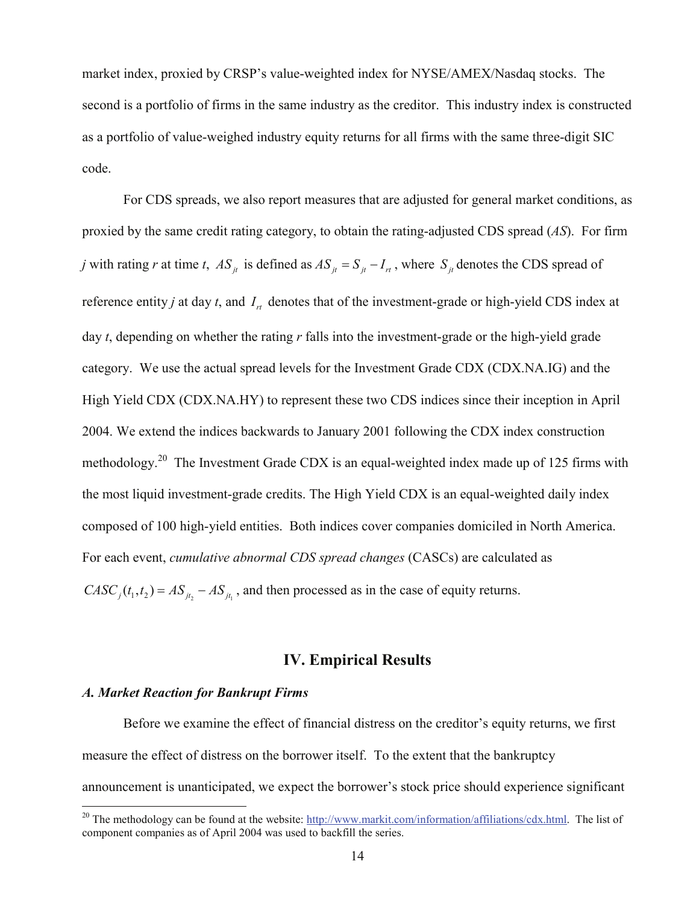market index, proxied by CRSP's value-weighted index for NYSE/AMEX/Nasdaq stocks. The second is a portfolio of firms in the same industry as the creditor. This industry index is constructed as a portfolio of value-weighed industry equity returns for all firms with the same three-digit SIC code.

For CDS spreads, we also report measures that are adjusted for general market conditions, as proxied by the same credit rating category, to obtain the rating-adjusted CDS spread (*AS*). For firm *j* with rating *r* at time *t*, $AS_{jt}$ is defined as $AS_{jt} = S_{jt} - I_{rt}$, where $S_{jt}$ denotes the CDS spread of reference entity *j* at day *t*, and $I_{rt}$ denotes that of the investment-grade or high-yield CDS index at day *t*, depending on whether the rating *r* falls into the investment-grade or the high-yield grade category. We use the actual spread levels for the Investment Grade CDX (CDX.NA.IG) and the High Yield CDX (CDX.NA.HY) to represent these two CDS indices since their inception in April 2004. We extend the indices backwards to January 2001 following the CDX index construction methodology.[20] The Investment Grade CDX is an equal-weighted index made up of 125 firms with the most liquid investment-grade credits. The High Yield CDX is an equal-weighted daily index composed of 100 high-yield entities. Both indices cover companies domiciled in North America. For each event, *cumulative abnormal CDS spread changes* (CASCs) are calculated as $CASC_j(t_1, t_2) = AS_{jt_2} - AS_{jt_1}$, and then processed as in the case of equity returns.

# IV. Empirical Results

### *A. Market Reaction for Bankrupt Firms*

Before we examine the effect of financial distress on the creditor's equity returns, we first measure the effect of distress on the borrower itself. To the extent that the bankruptcy announcement is unanticipated, we expect the borrower's stock price should experience significant

[20] The methodology can be found at the website: http://www.markit.com/information/affiliations/cdx.html. The list of component companies as of April 2004 was used to backfill the series.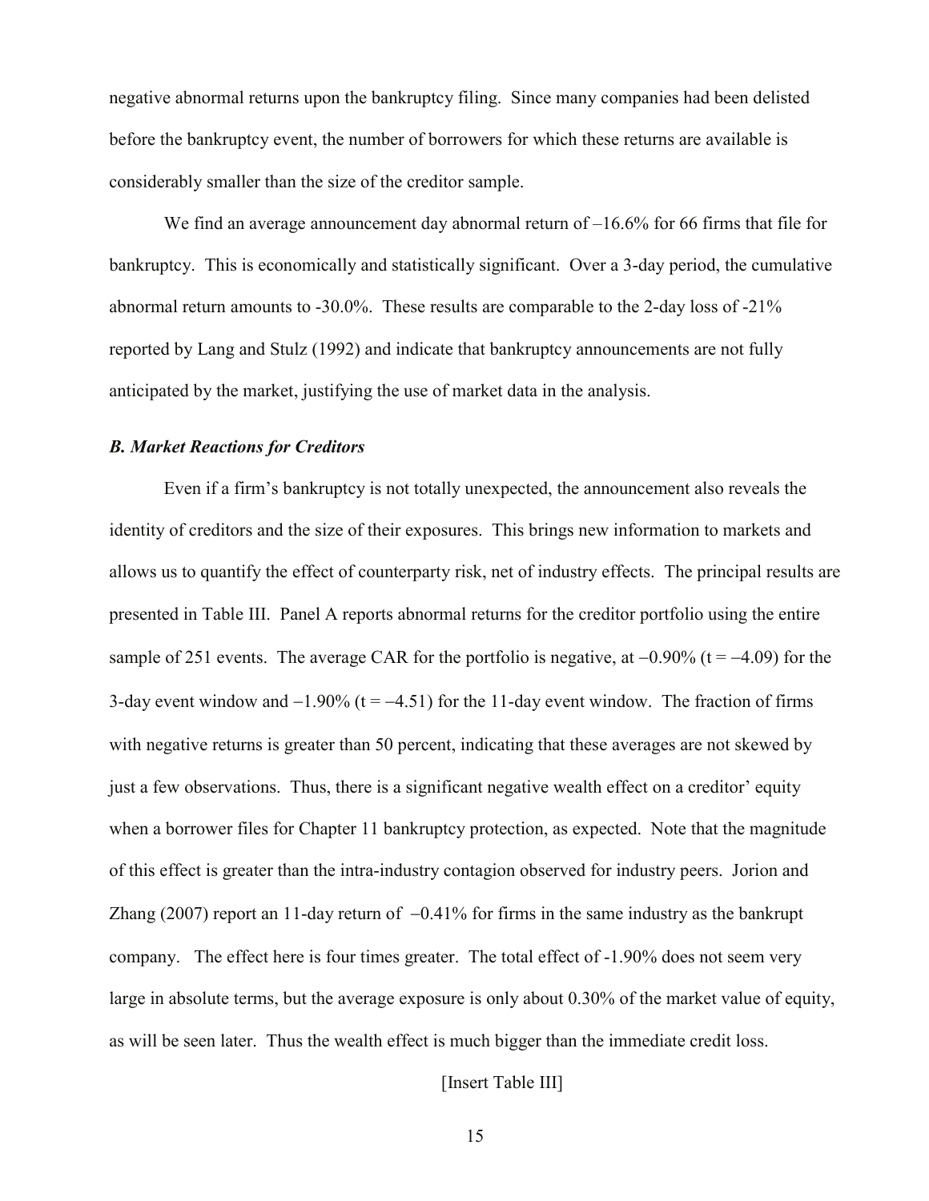negative abnormal returns upon the bankruptcy filing. Since many companies had been delisted before the bankruptcy event, the number of borrowers for which these returns are available is considerably smaller than the size of the creditor sample.

We find an average announcement day abnormal return of –16.6% for 66 firms that file for bankruptcy. This is economically and statistically significant. Over a 3-day period, the cumulative abnormal return amounts to -30.0%. These results are comparable to the 2-day loss of -21% reported by Lang and Stulz (1992) and indicate that bankruptcy announcements are not fully anticipated by the market, justifying the use of market data in the analysis.

### *B. Market Reactions for Creditors*

Even if a firm's bankruptcy is not totally unexpected, the announcement also reveals the identity of creditors and the size of their exposures. This brings new information to markets and allows us to quantify the effect of counterparty risk, net of industry effects. The principal results are presented in Table III. Panel A reports abnormal returns for the creditor portfolio using the entire sample of 251 events. The average CAR for the portfolio is negative, at −0.90% (t = −4.09) for the 3-day event window and −1.90% (t = −4.51) for the 11-day event window. The fraction of firms with negative returns is greater than 50 percent, indicating that these averages are not skewed by just a few observations. Thus, there is a significant negative wealth effect on a creditor' equity when a borrower files for Chapter 11 bankruptcy protection, as expected. Note that the magnitude of this effect is greater than the intra-industry contagion observed for industry peers. Jorion and Zhang (2007) report an 11-day return of −0.41% for firms in the same industry as the bankrupt company. The effect here is four times greater. The total effect of -1.90% does not seem very large in absolute terms, but the average exposure is only about 0.30% of the market value of equity, as will be seen later. Thus the wealth effect is much bigger than the immediate credit loss.

[Insert Table III]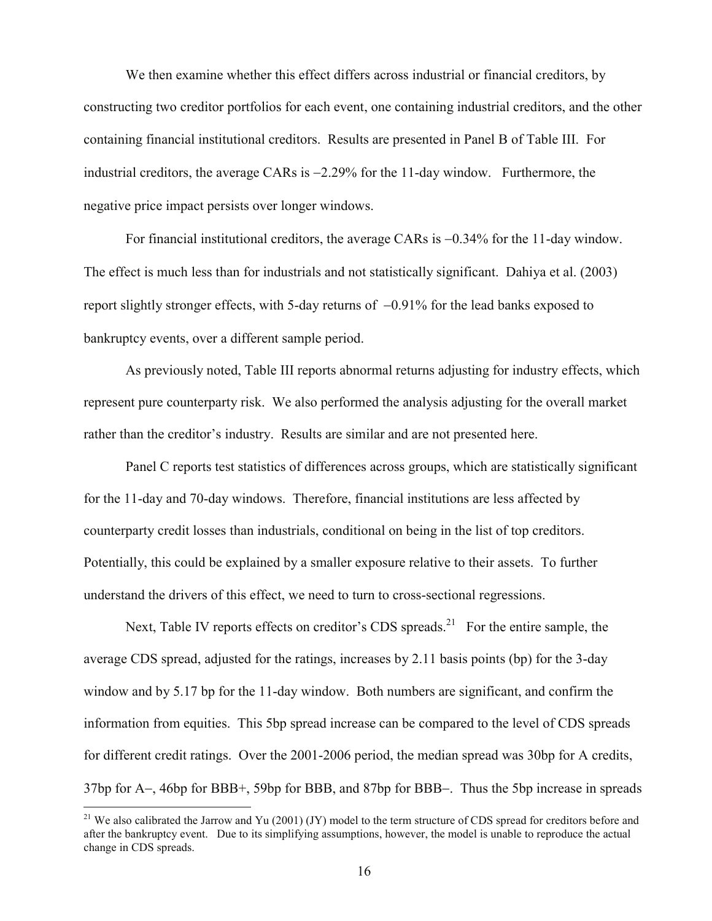We then examine whether this effect differs across industrial or financial creditors, by constructing two creditor portfolios for each event, one containing industrial creditors, and the other containing financial institutional creditors. Results are presented in Panel B of Table III. For industrial creditors, the average CARs is −2.29% for the 11-day window. Furthermore, the negative price impact persists over longer windows.

For financial institutional creditors, the average CARs is −0.34% for the 11-day window. The effect is much less than for industrials and not statistically significant. Dahiya et al. (2003) report slightly stronger effects, with 5-day returns of −0.91% for the lead banks exposed to bankruptcy events, over a different sample period.

As previously noted, Table III reports abnormal returns adjusting for industry effects, which represent pure counterparty risk. We also performed the analysis adjusting for the overall market rather than the creditor's industry. Results are similar and are not presented here.

Panel C reports test statistics of differences across groups, which are statistically significant for the 11-day and 70-day windows. Therefore, financial institutions are less affected by counterparty credit losses than industrials, conditional on being in the list of top creditors. Potentially, this could be explained by a smaller exposure relative to their assets. To further understand the drivers of this effect, we need to turn to cross-sectional regressions.

Next, Table IV reports effects on creditor's CDS spreads.[21] For the entire sample, the average CDS spread, adjusted for the ratings, increases by 2.11 basis points (bp) for the 3-day window and by 5.17 bp for the 11-day window. Both numbers are significant, and confirm the information from equities. This 5bp spread increase can be compared to the level of CDS spreads for different credit ratings. Over the 2001-2006 period, the median spread was 30bp for A credits, 37bp for A−, 46bp for BBB+, 59bp for BBB, and 87bp for BBB−. Thus the 5bp increase in spreads

[21] We also calibrated the Jarrow and Yu (2001) (JY) model to the term structure of CDS spread for creditors before and after the bankruptcy event. Due to its simplifying assumptions, however, the model is unable to reproduce the actual change in CDS spreads.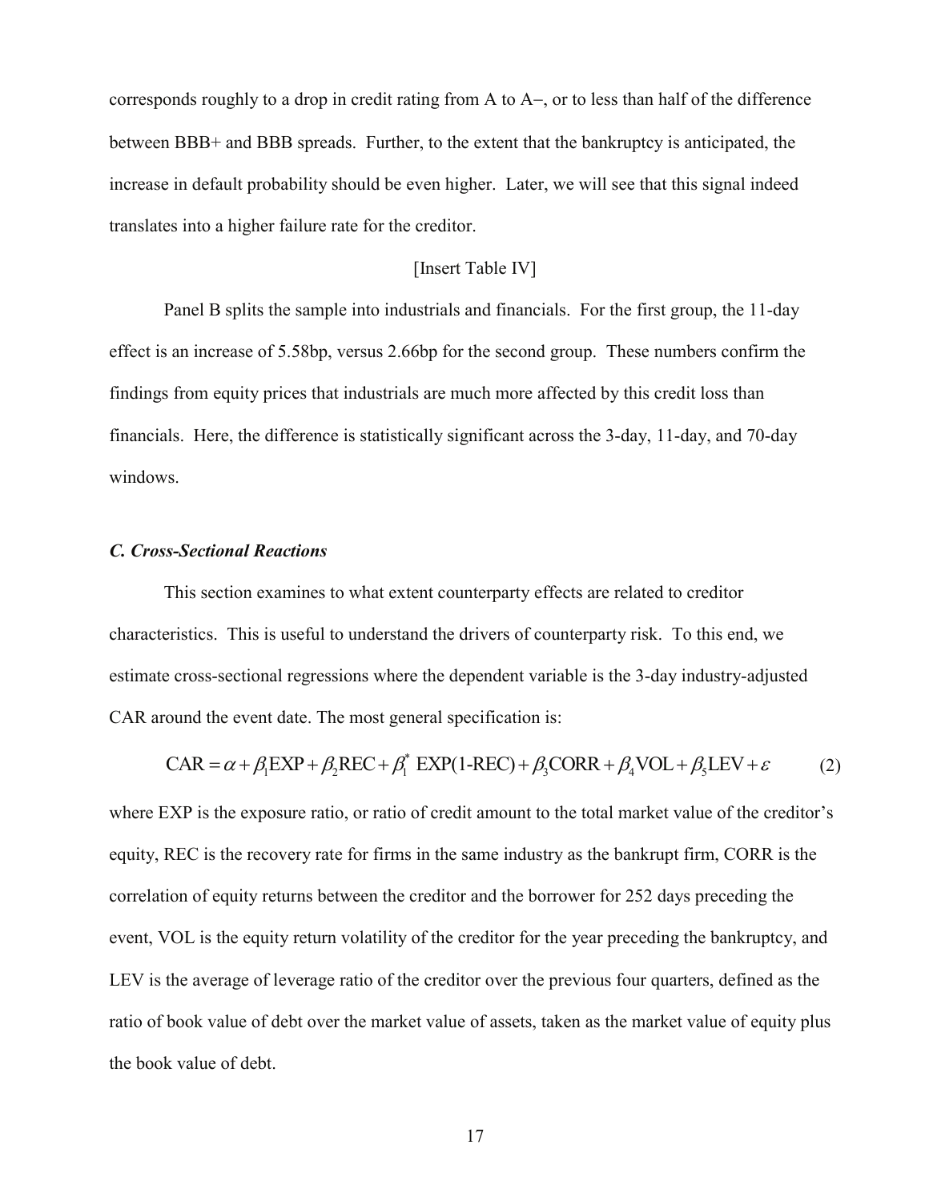corresponds roughly to a drop in credit rating from A to A−, or to less than half of the difference between BBB+ and BBB spreads. Further, to the extent that the bankruptcy is anticipated, the increase in default probability should be even higher. Later, we will see that this signal indeed translates into a higher failure rate for the creditor.

[Insert Table IV]

Panel B splits the sample into industrials and financials. For the first group, the 11-day effect is an increase of 5.58bp, versus 2.66bp for the second group. These numbers confirm the findings from equity prices that industrials are much more affected by this credit loss than financials. Here, the difference is statistically significant across the 3-day, 11-day, and 70-day windows.

### *C. Cross-Sectional Reactions*

This section examines to what extent counterparty effects are related to creditor characteristics. This is useful to understand the drivers of counterparty risk. To this end, we estimate cross-sectional regressions where the dependent variable is the 3-day industry-adjusted CAR around the event date. The most general specification is:

$$\text{CAR} = \alpha + \beta_1 \text{EXP} + \beta_2 \text{REC} + \beta_1^* \text{ EXP(1-REC)} + \beta_3 \text{CORR} + \beta_4 \text{VOL} + \beta_5 \text{LEV} + \varepsilon \qquad (2)$$

where EXP is the exposure ratio, or ratio of credit amount to the total market value of the creditor's equity, REC is the recovery rate for firms in the same industry as the bankrupt firm, CORR is the correlation of equity returns between the creditor and the borrower for 252 days preceding the event, VOL is the equity return volatility of the creditor for the year preceding the bankruptcy, and LEV is the average of leverage ratio of the creditor over the previous four quarters, defined as the ratio of book value of debt over the market value of assets, taken as the market value of equity plus the book value of debt.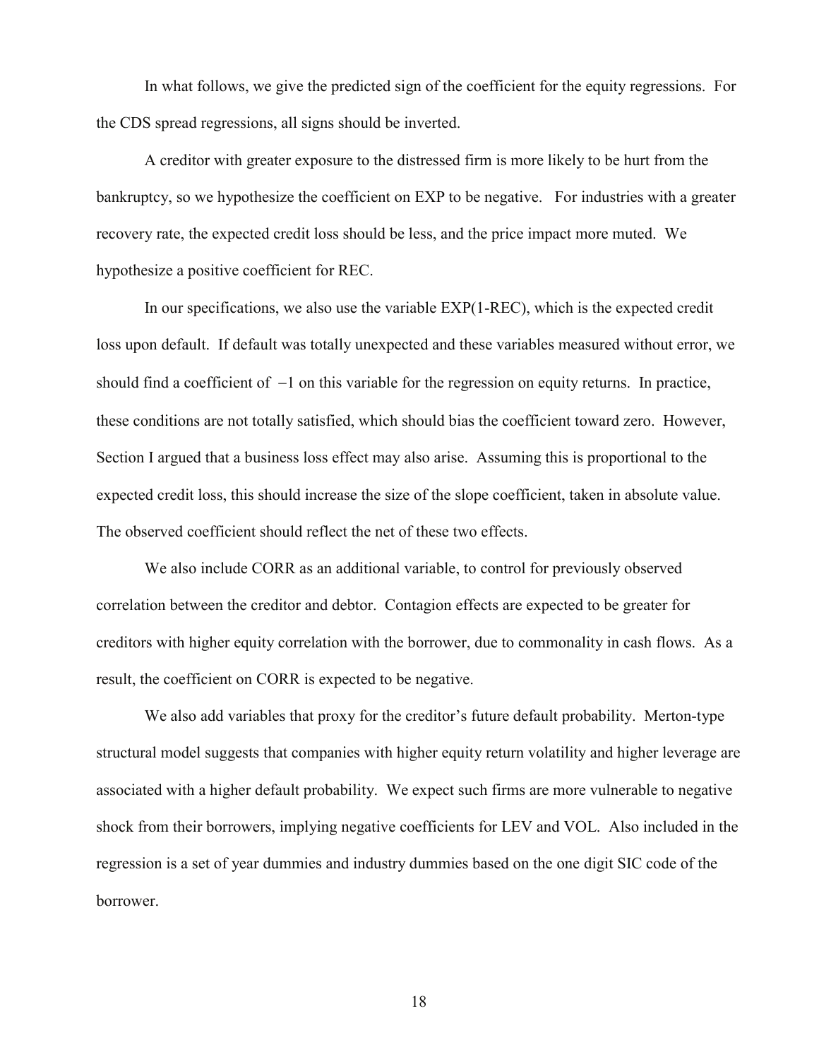In what follows, we give the predicted sign of the coefficient for the equity regressions. For the CDS spread regressions, all signs should be inverted.

A creditor with greater exposure to the distressed firm is more likely to be hurt from the bankruptcy, so we hypothesize the coefficient on EXP to be negative. For industries with a greater recovery rate, the expected credit loss should be less, and the price impact more muted. We hypothesize a positive coefficient for REC.

In our specifications, we also use the variable EXP(1-REC), which is the expected credit loss upon default. If default was totally unexpected and these variables measured without error, we should find a coefficient of $-1$ on this variable for the regression on equity returns. In practice, these conditions are not totally satisfied, which should bias the coefficient toward zero. However, Section I argued that a business loss effect may also arise. Assuming this is proportional to the expected credit loss, this should increase the size of the slope coefficient, taken in absolute value. The observed coefficient should reflect the net of these two effects.

We also include CORR as an additional variable, to control for previously observed correlation between the creditor and debtor. Contagion effects are expected to be greater for creditors with higher equity correlation with the borrower, due to commonality in cash flows. As a result, the coefficient on CORR is expected to be negative.

We also add variables that proxy for the creditor's future default probability. Merton-type structural model suggests that companies with higher equity return volatility and higher leverage are associated with a higher default probability. We expect such firms are more vulnerable to negative shock from their borrowers, implying negative coefficients for LEV and VOL. Also included in the regression is a set of year dummies and industry dummies based on the one digit SIC code of the borrower.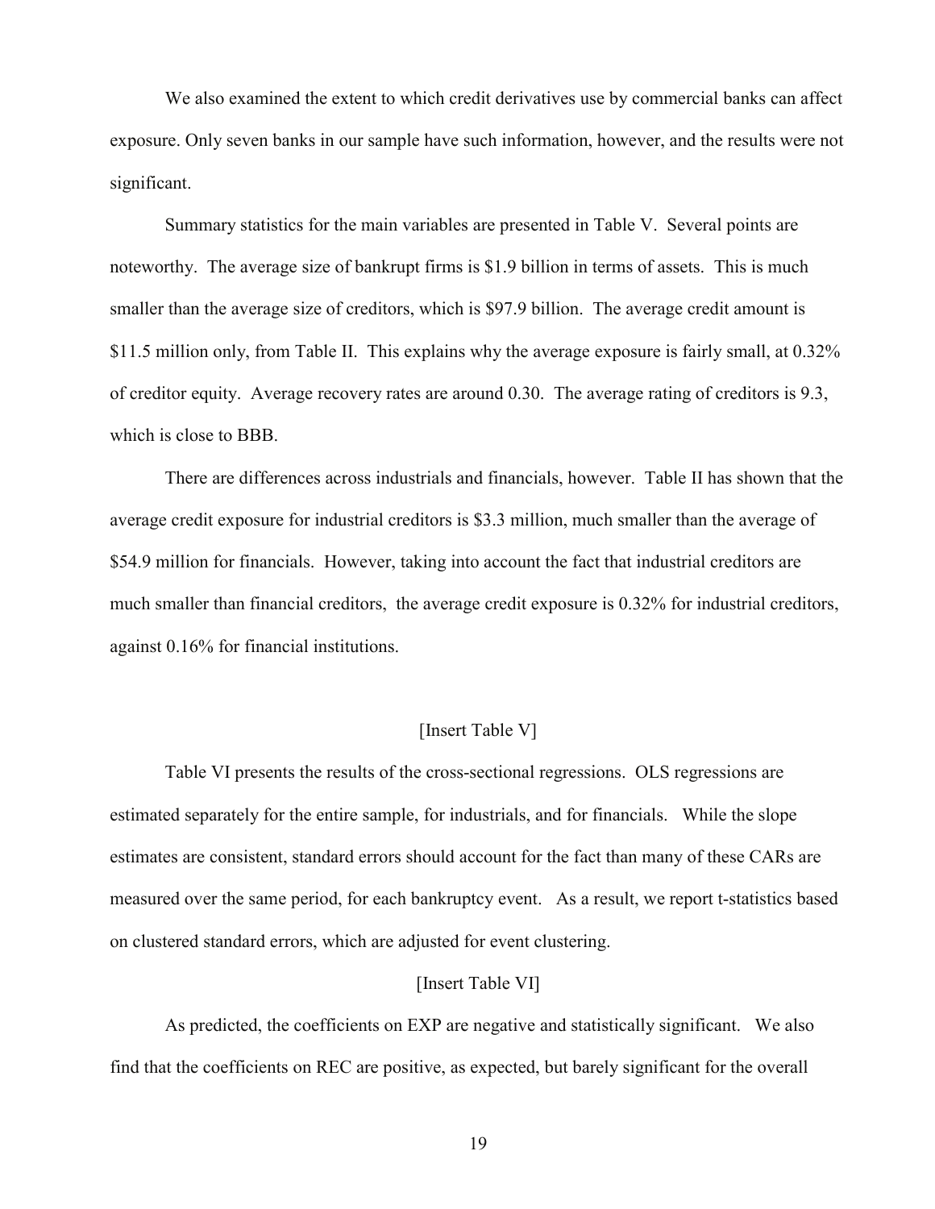We also examined the extent to which credit derivatives use by commercial banks can affect exposure. Only seven banks in our sample have such information, however, and the results were not significant.

Summary statistics for the main variables are presented in Table V. Several points are noteworthy. The average size of bankrupt firms is $1.9 billion in terms of assets. This is much smaller than the average size of creditors, which is $97.9 billion. The average credit amount is $11.5 million only, from Table II. This explains why the average exposure is fairly small, at 0.32% of creditor equity. Average recovery rates are around 0.30. The average rating of creditors is 9.3, which is close to BBB.

There are differences across industrials and financials, however. Table II has shown that the average credit exposure for industrial creditors is $3.3 million, much smaller than the average of $54.9 million for financials. However, taking into account the fact that industrial creditors are much smaller than financial creditors, the average credit exposure is 0.32% for industrial creditors, against 0.16% for financial institutions.

[Insert Table V]

Table VI presents the results of the cross-sectional regressions. OLS regressions are estimated separately for the entire sample, for industrials, and for financials. While the slope estimates are consistent, standard errors should account for the fact than many of these CARs are measured over the same period, for each bankruptcy event. As a result, we report t-statistics based on clustered standard errors, which are adjusted for event clustering.

[Insert Table VI]

As predicted, the coefficients on EXP are negative and statistically significant. We also find that the coefficients on REC are positive, as expected, but barely significant for the overall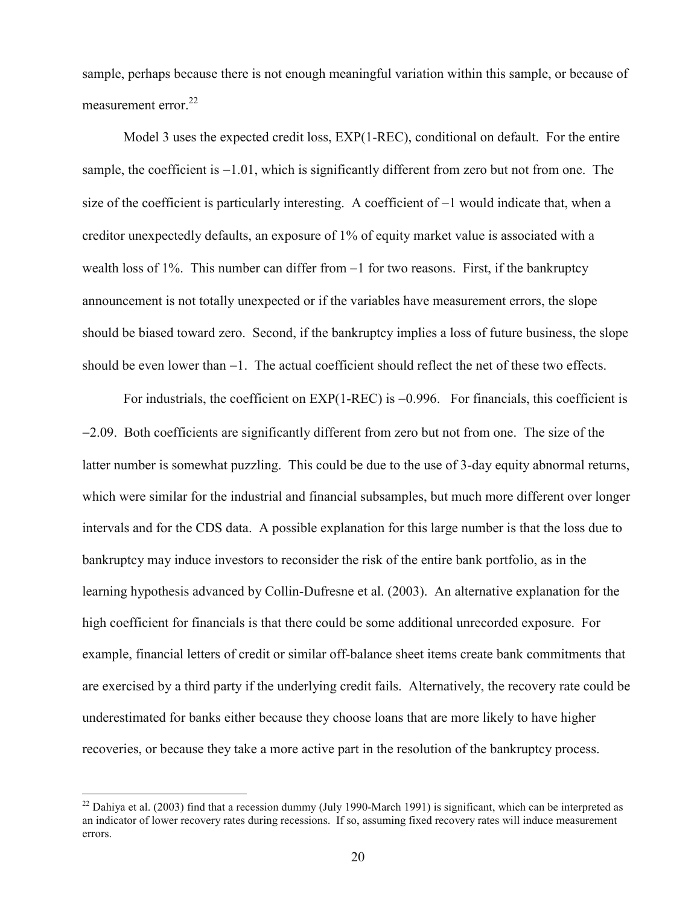sample, perhaps because there is not enough meaningful variation within this sample, or because of measurement error.[22]

Model 3 uses the expected credit loss, EXP(1-REC), conditional on default. For the entire sample, the coefficient is $-1.01$, which is significantly different from zero but not from one. The size of the coefficient is particularly interesting. A coefficient of $-1$ would indicate that, when a creditor unexpectedly defaults, an exposure of 1% of equity market value is associated with a wealth loss of 1%. This number can differ from $-1$ for two reasons. First, if the bankruptcy announcement is not totally unexpected or if the variables have measurement errors, the slope should be biased toward zero. Second, if the bankruptcy implies a loss of future business, the slope should be even lower than $-1$. The actual coefficient should reflect the net of these two effects.

For industrials, the coefficient on EXP(1-REC) is $-0.996$. For financials, this coefficient is $-2.09$. Both coefficients are significantly different from zero but not from one. The size of the latter number is somewhat puzzling. This could be due to the use of 3-day equity abnormal returns, which were similar for the industrial and financial subsamples, but much more different over longer intervals and for the CDS data. A possible explanation for this large number is that the loss due to bankruptcy may induce investors to reconsider the risk of the entire bank portfolio, as in the learning hypothesis advanced by Collin-Dufresne et al. (2003). An alternative explanation for the high coefficient for financials is that there could be some additional unrecorded exposure. For example, financial letters of credit or similar off-balance sheet items create bank commitments that are exercised by a third party if the underlying credit fails. Alternatively, the recovery rate could be underestimated for banks either because they choose loans that are more likely to have higher recoveries, or because they take a more active part in the resolution of the bankruptcy process.

---

[22] Dahiya et al. (2003) find that a recession dummy (July 1990-March 1991) is significant, which can be interpreted as an indicator of lower recovery rates during recessions. If so, assuming fixed recovery rates will induce measurement errors.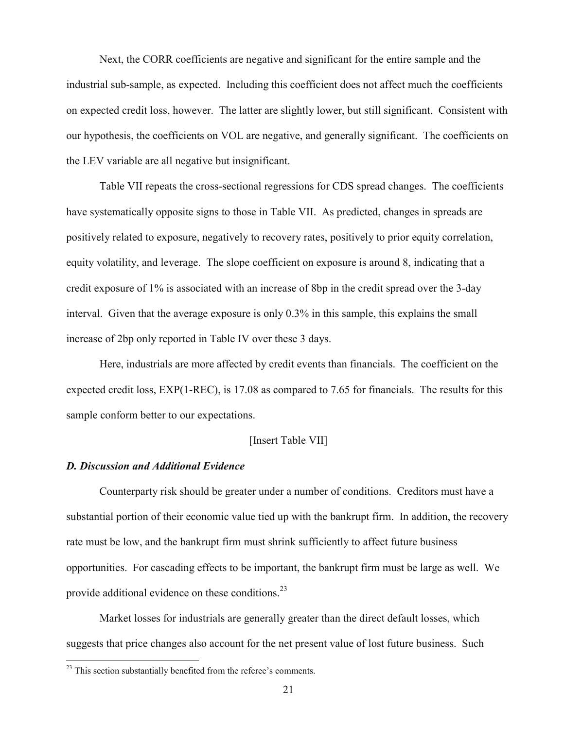Next, the CORR coefficients are negative and significant for the entire sample and the industrial sub-sample, as expected. Including this coefficient does not affect much the coefficients on expected credit loss, however. The latter are slightly lower, but still significant. Consistent with our hypothesis, the coefficients on VOL are negative, and generally significant. The coefficients on the LEV variable are all negative but insignificant.

Table VII repeats the cross-sectional regressions for CDS spread changes. The coefficients have systematically opposite signs to those in Table VII. As predicted, changes in spreads are positively related to exposure, negatively to recovery rates, positively to prior equity correlation, equity volatility, and leverage. The slope coefficient on exposure is around 8, indicating that a credit exposure of 1% is associated with an increase of 8bp in the credit spread over the 3-day interval. Given that the average exposure is only 0.3% in this sample, this explains the small increase of 2bp only reported in Table IV over these 3 days.

Here, industrials are more affected by credit events than financials. The coefficient on the expected credit loss, EXP(1-REC), is 17.08 as compared to 7.65 for financials. The results for this sample conform better to our expectations.

[Insert Table VII]

### *D. Discussion and Additional Evidence*

Counterparty risk should be greater under a number of conditions. Creditors must have a substantial portion of their economic value tied up with the bankrupt firm. In addition, the recovery rate must be low, and the bankrupt firm must shrink sufficiently to affect future business opportunities. For cascading effects to be important, the bankrupt firm must be large as well. We provide additional evidence on these conditions.[23]

Market losses for industrials are generally greater than the direct default losses, which suggests that price changes also account for the net present value of lost future business. Such

[23] This section substantially benefited from the referee's comments.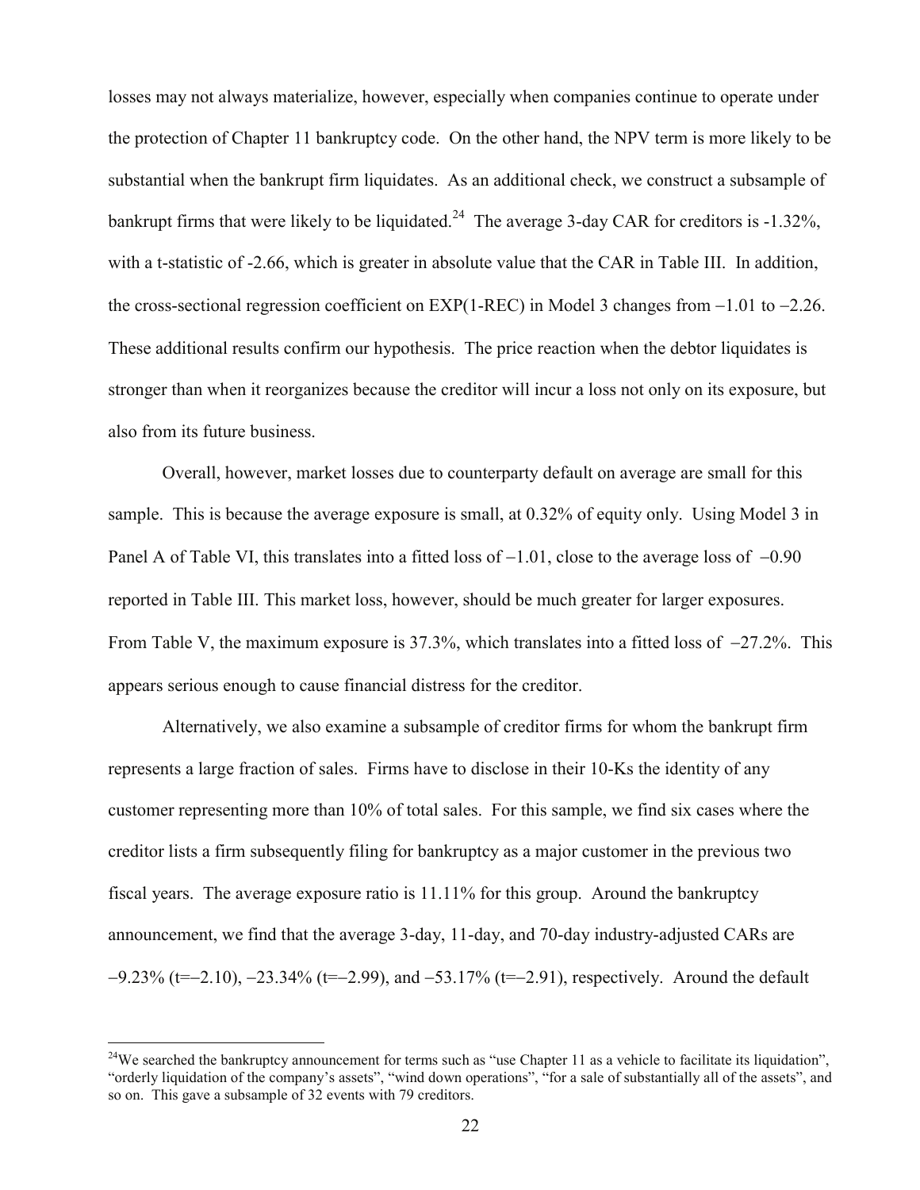losses may not always materialize, however, especially when companies continue to operate under the protection of Chapter 11 bankruptcy code. On the other hand, the NPV term is more likely to be substantial when the bankrupt firm liquidates. As an additional check, we construct a subsample of bankrupt firms that were likely to be liquidated.[24] The average 3-day CAR for creditors is -1.32%, with a t-statistic of -2.66, which is greater in absolute value that the CAR in Table III. In addition, the cross-sectional regression coefficient on EXP(1-REC) in Model 3 changes from −1.01 to −2.26. These additional results confirm our hypothesis. The price reaction when the debtor liquidates is stronger than when it reorganizes because the creditor will incur a loss not only on its exposure, but also from its future business.

Overall, however, market losses due to counterparty default on average are small for this sample. This is because the average exposure is small, at 0.32% of equity only. Using Model 3 in Panel A of Table VI, this translates into a fitted loss of −1.01, close to the average loss of −0.90 reported in Table III. This market loss, however, should be much greater for larger exposures. From Table V, the maximum exposure is 37.3%, which translates into a fitted loss of −27.2%. This appears serious enough to cause financial distress for the creditor.

Alternatively, we also examine a subsample of creditor firms for whom the bankrupt firm represents a large fraction of sales. Firms have to disclose in their 10-Ks the identity of any customer representing more than 10% of total sales. For this sample, we find six cases where the creditor lists a firm subsequently filing for bankruptcy as a major customer in the previous two fiscal years. The average exposure ratio is 11.11% for this group. Around the bankruptcy announcement, we find that the average 3-day, 11-day, and 70-day industry-adjusted CARs are −9.23% (t=−2.10), −23.34% (t=−2.99), and −53.17% (t=−2.91), respectively. Around the default

[24] We searched the bankruptcy announcement for terms such as "use Chapter 11 as a vehicle to facilitate its liquidation", "orderly liquidation of the company's assets", "wind down operations", "for a sale of substantially all of the assets", and so on. This gave a subsample of 32 events with 79 creditors.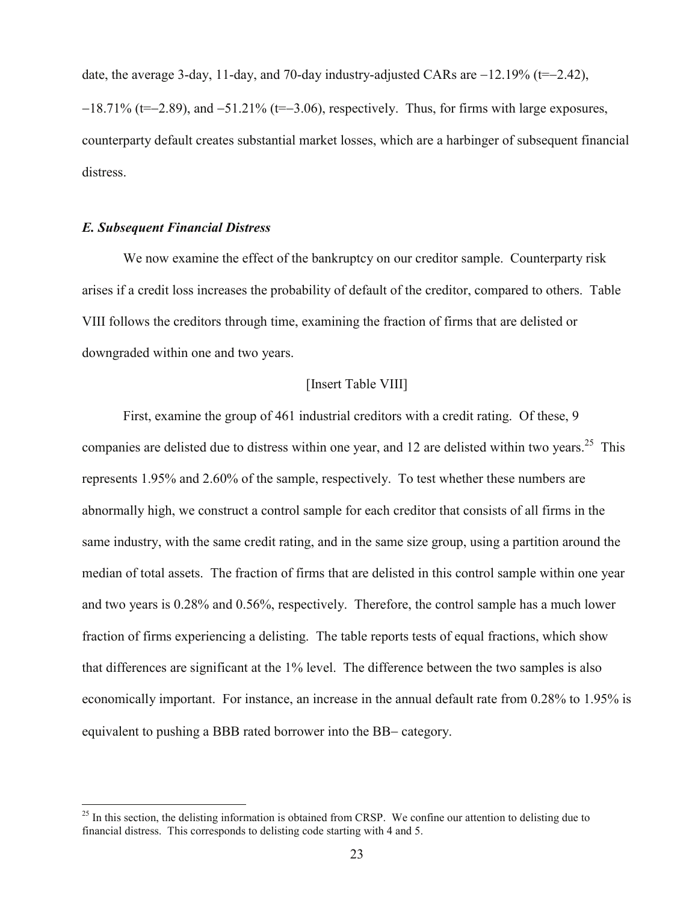date, the average 3-day, 11-day, and 70-day industry-adjusted CARs are −12.19% (t=−2.42), −18.71% (t=−2.89), and −51.21% (t=−3.06), respectively. Thus, for firms with large exposures, counterparty default creates substantial market losses, which are a harbinger of subsequent financial distress.

### *E. Subsequent Financial Distress*

We now examine the effect of the bankruptcy on our creditor sample. Counterparty risk arises if a credit loss increases the probability of default of the creditor, compared to others. Table VIII follows the creditors through time, examining the fraction of firms that are delisted or downgraded within one and two years.

[Insert Table VIII]

First, examine the group of 461 industrial creditors with a credit rating. Of these, 9 companies are delisted due to distress within one year, and 12 are delisted within two years.[25] This represents 1.95% and 2.60% of the sample, respectively. To test whether these numbers are abnormally high, we construct a control sample for each creditor that consists of all firms in the same industry, with the same credit rating, and in the same size group, using a partition around the median of total assets. The fraction of firms that are delisted in this control sample within one year and two years is 0.28% and 0.56%, respectively. Therefore, the control sample has a much lower fraction of firms experiencing a delisting. The table reports tests of equal fractions, which show that differences are significant at the 1% level. The difference between the two samples is also economically important. For instance, an increase in the annual default rate from 0.28% to 1.95% is equivalent to pushing a BBB rated borrower into the BB− category.

[25] In this section, the delisting information is obtained from CRSP. We confine our attention to delisting due to financial distress. This corresponds to delisting code starting with 4 and 5.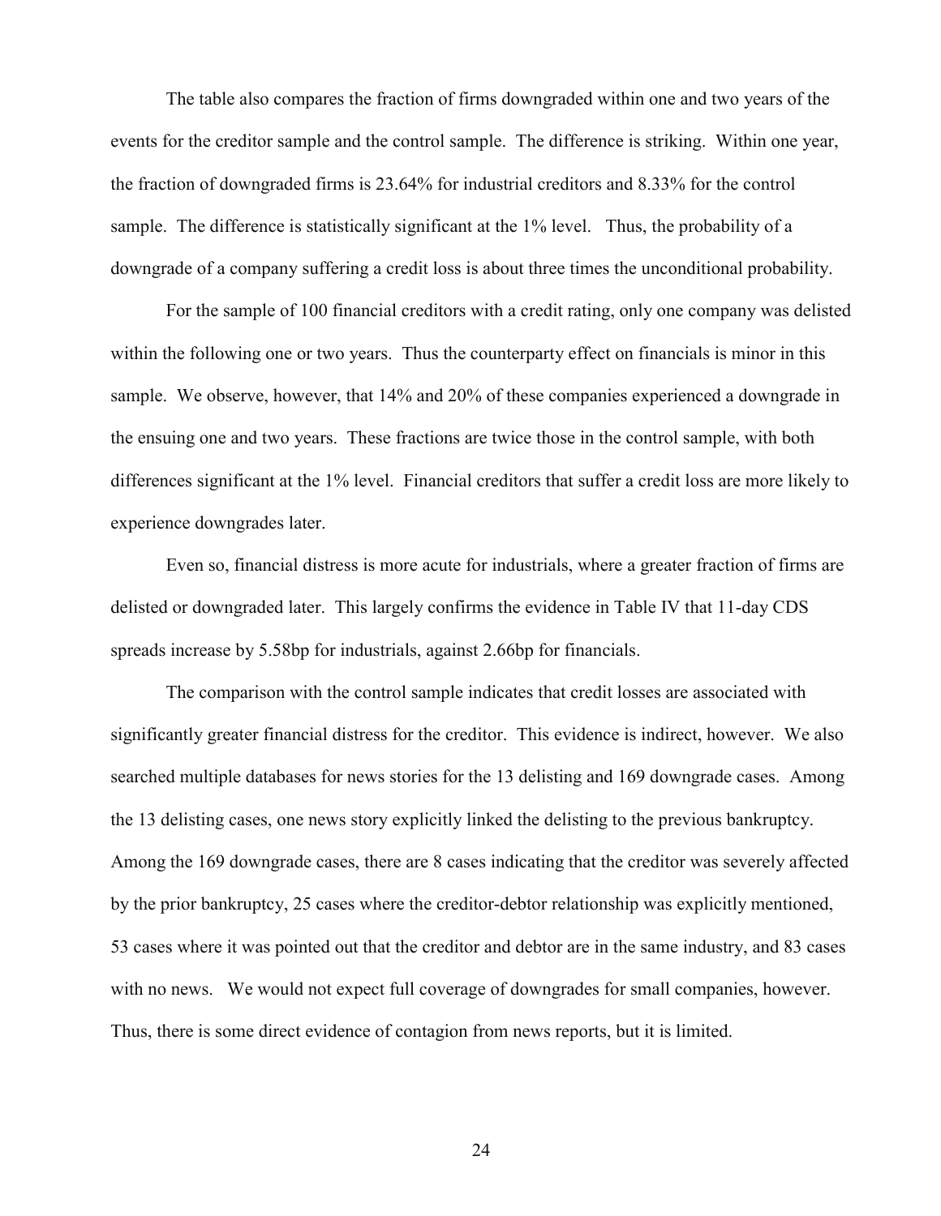The table also compares the fraction of firms downgraded within one and two years of the events for the creditor sample and the control sample. The difference is striking. Within one year, the fraction of downgraded firms is 23.64% for industrial creditors and 8.33% for the control sample. The difference is statistically significant at the 1% level. Thus, the probability of a downgrade of a company suffering a credit loss is about three times the unconditional probability.

For the sample of 100 financial creditors with a credit rating, only one company was delisted within the following one or two years. Thus the counterparty effect on financials is minor in this sample. We observe, however, that 14% and 20% of these companies experienced a downgrade in the ensuing one and two years. These fractions are twice those in the control sample, with both differences significant at the 1% level. Financial creditors that suffer a credit loss are more likely to experience downgrades later.

Even so, financial distress is more acute for industrials, where a greater fraction of firms are delisted or downgraded later. This largely confirms the evidence in Table IV that 11-day CDS spreads increase by 5.58bp for industrials, against 2.66bp for financials.

The comparison with the control sample indicates that credit losses are associated with significantly greater financial distress for the creditor. This evidence is indirect, however. We also searched multiple databases for news stories for the 13 delisting and 169 downgrade cases. Among the 13 delisting cases, one news story explicitly linked the delisting to the previous bankruptcy. Among the 169 downgrade cases, there are 8 cases indicating that the creditor was severely affected by the prior bankruptcy, 25 cases where the creditor-debtor relationship was explicitly mentioned, 53 cases where it was pointed out that the creditor and debtor are in the same industry, and 83 cases with no news. We would not expect full coverage of downgrades for small companies, however. Thus, there is some direct evidence of contagion from news reports, but it is limited.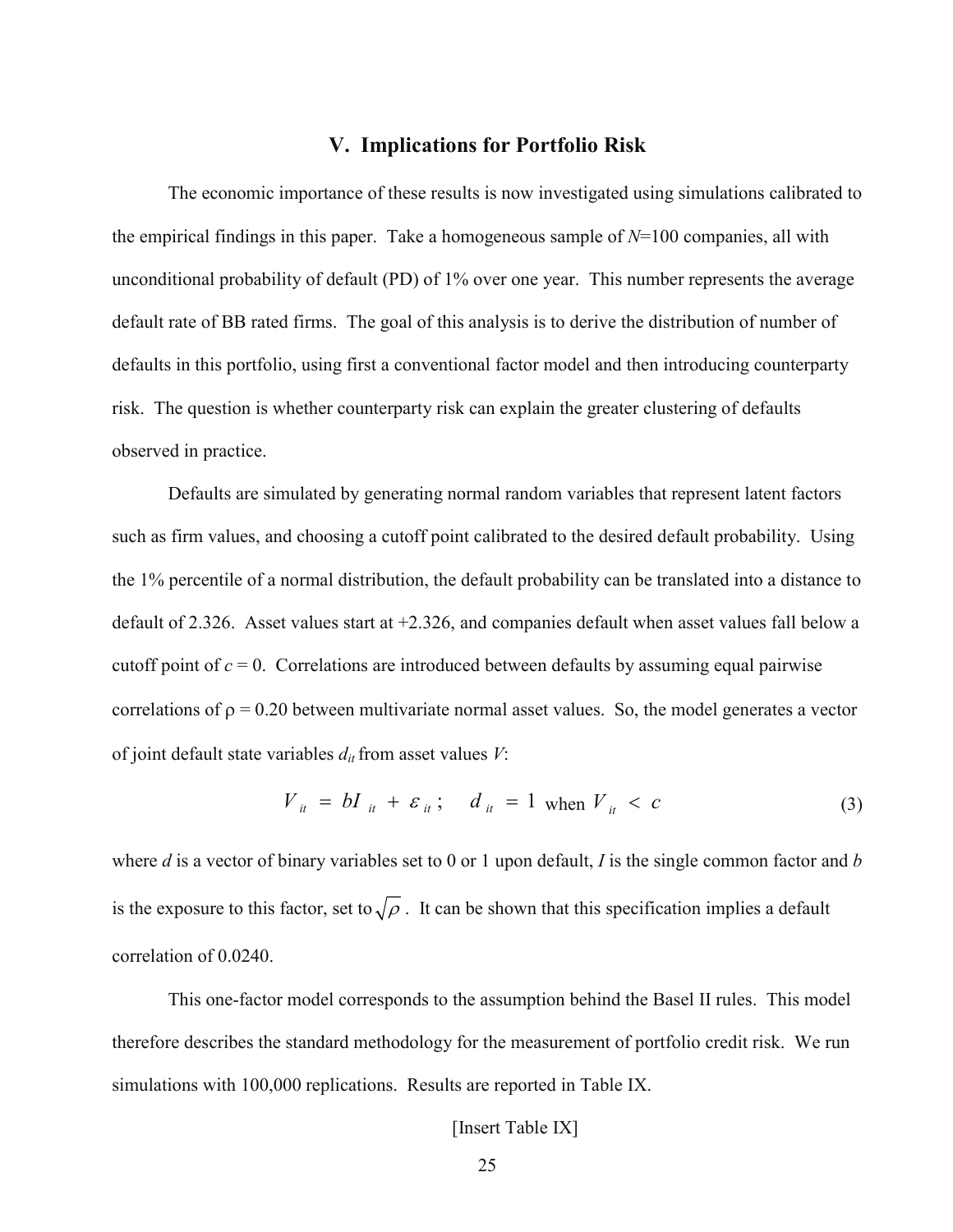## V. Implications for Portfolio Risk

The economic importance of these results is now investigated using simulations calibrated to the empirical findings in this paper. Take a homogeneous sample of $N$=100 companies, all with unconditional probability of default (PD) of 1% over one year. This number represents the average default rate of BB rated firms. The goal of this analysis is to derive the distribution of number of defaults in this portfolio, using first a conventional factor model and then introducing counterparty risk. The question is whether counterparty risk can explain the greater clustering of defaults observed in practice.

Defaults are simulated by generating normal random variables that represent latent factors such as firm values, and choosing a cutoff point calibrated to the desired default probability. Using the 1% percentile of a normal distribution, the default probability can be translated into a distance to default of 2.326. Asset values start at +2.326, and companies default when asset values fall below a cutoff point of $c$ = 0. Correlations are introduced between defaults by assuming equal pairwise correlations of $\rho$ = 0.20 between multivariate normal asset values. So, the model generates a vector of joint default state variables $d_{it}$ from asset values $V$:

$$V_{it} = bI_{it} + \varepsilon_{it}; \quad d_{it} = 1 \text{ when } V_{it} < c \tag{3}$$

where $d$ is a vector of binary variables set to 0 or 1 upon default, $I$ is the single common factor and $b$ is the exposure to this factor, set to $\sqrt{\rho}$. It can be shown that this specification implies a default correlation of 0.0240.

This one-factor model corresponds to the assumption behind the Basel II rules. This model therefore describes the standard methodology for the measurement of portfolio credit risk. We run simulations with 100,000 replications. Results are reported in Table IX.

[Insert Table IX]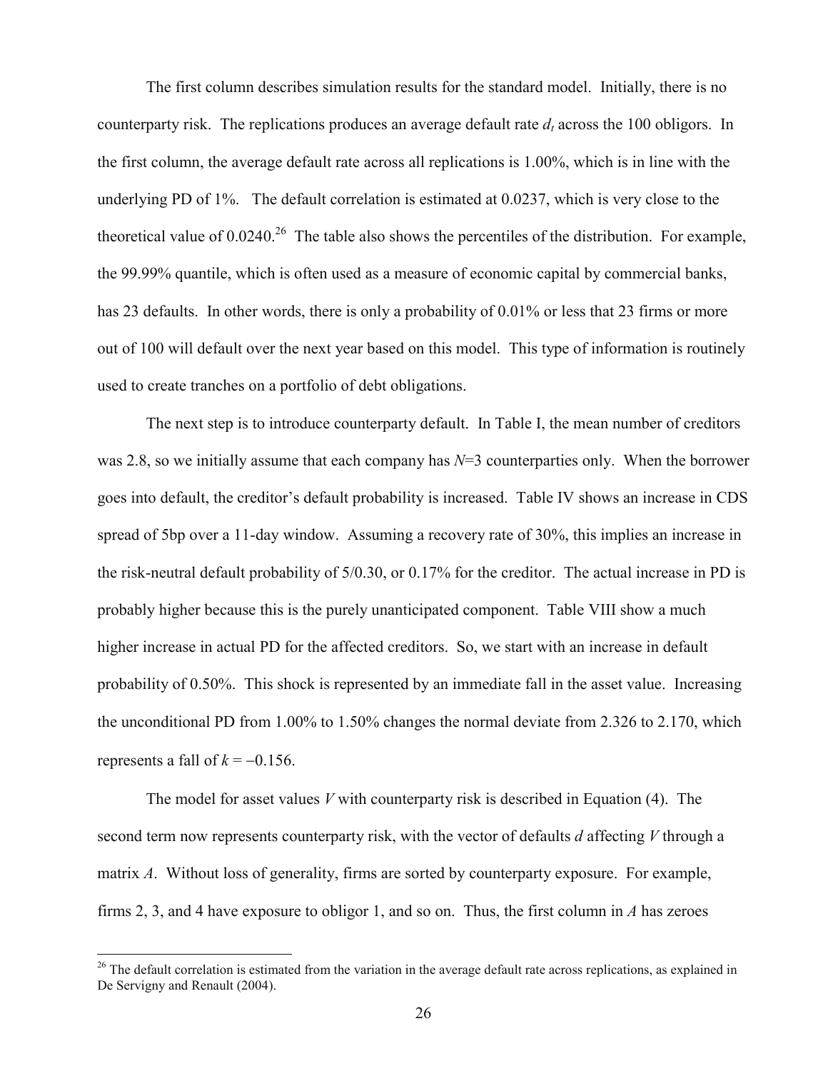The first column describes simulation results for the standard model. Initially, there is no counterparty risk. The replications produces an average default rate $d_t$ across the 100 obligors. In the first column, the average default rate across all replications is 1.00%, which is in line with the underlying PD of 1%. The default correlation is estimated at 0.0237, which is very close to the theoretical value of 0.0240.[26] The table also shows the percentiles of the distribution. For example, the 99.99% quantile, which is often used as a measure of economic capital by commercial banks, has 23 defaults. In other words, there is only a probability of 0.01% or less that 23 firms or more out of 100 will default over the next year based on this model. This type of information is routinely used to create tranches on a portfolio of debt obligations.

The next step is to introduce counterparty default. In Table I, the mean number of creditors was 2.8, so we initially assume that each company has $N$=3 counterparties only. When the borrower goes into default, the creditor's default probability is increased. Table IV shows an increase in CDS spread of 5bp over a 11-day window. Assuming a recovery rate of 30%, this implies an increase in the risk-neutral default probability of 5/0.30, or 0.17% for the creditor. The actual increase in PD is probably higher because this is the purely unanticipated component. Table VIII show a much higher increase in actual PD for the affected creditors. So, we start with an increase in default probability of 0.50%. This shock is represented by an immediate fall in the asset value. Increasing the unconditional PD from 1.00% to 1.50% changes the normal deviate from 2.326 to 2.170, which represents a fall of $k = -0.156$.

The model for asset values $V$ with counterparty risk is described in Equation (4). The second term now represents counterparty risk, with the vector of defaults $d$ affecting $V$ through a matrix $A$. Without loss of generality, firms are sorted by counterparty exposure. For example, firms 2, 3, and 4 have exposure to obligor 1, and so on. Thus, the first column in $A$ has zeroes

[26] The default correlation is estimated from the variation in the average default rate across replications, as explained in De Servigny and Renault (2004).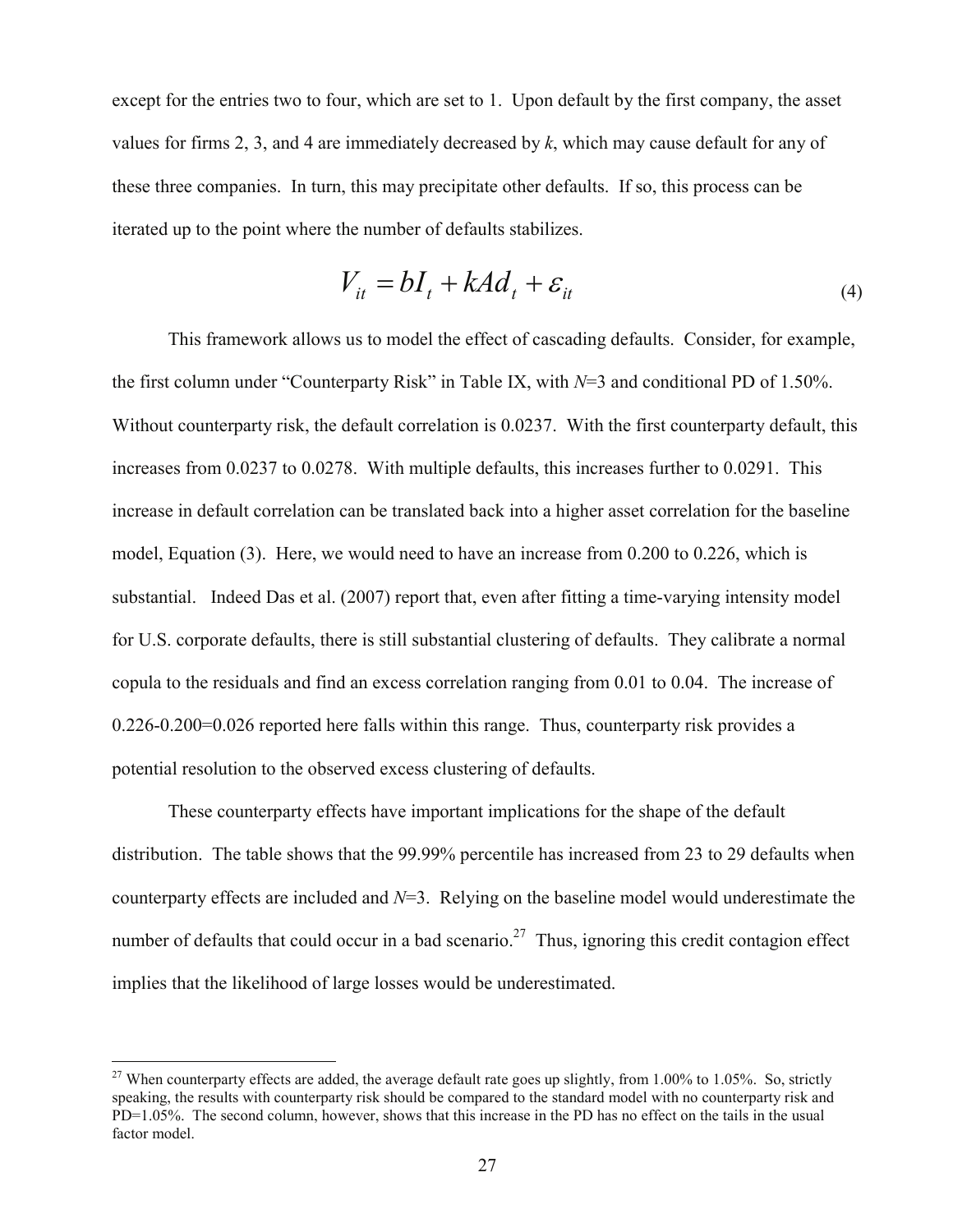except for the entries two to four, which are set to 1. Upon default by the first company, the asset values for firms 2, 3, and 4 are immediately decreased by $k$, which may cause default for any of these three companies. In turn, this may precipitate other defaults. If so, this process can be iterated up to the point where the number of defaults stabilizes.

$$V_{it} = bI_t + kAd_t + \varepsilon_{it} \tag{4}$$

This framework allows us to model the effect of cascading defaults. Consider, for example, the first column under "Counterparty Risk" in Table IX, with $N$=3 and conditional PD of 1.50%. Without counterparty risk, the default correlation is 0.0237. With the first counterparty default, this increases from 0.0237 to 0.0278. With multiple defaults, this increases further to 0.0291. This increase in default correlation can be translated back into a higher asset correlation for the baseline model, Equation (3). Here, we would need to have an increase from 0.200 to 0.226, which is substantial. Indeed Das et al. (2007) report that, even after fitting a time-varying intensity model for U.S. corporate defaults, there is still substantial clustering of defaults. They calibrate a normal copula to the residuals and find an excess correlation ranging from 0.01 to 0.04. The increase of 0.226-0.200=0.026 reported here falls within this range. Thus, counterparty risk provides a potential resolution to the observed excess clustering of defaults.

These counterparty effects have important implications for the shape of the default distribution. The table shows that the 99.99% percentile has increased from 23 to 29 defaults when counterparty effects are included and $N$=3. Relying on the baseline model would underestimate the number of defaults that could occur in a bad scenario.[27] Thus, ignoring this credit contagion effect implies that the likelihood of large losses would be underestimated.

---

[27] When counterparty effects are added, the average default rate goes up slightly, from 1.00% to 1.05%. So, strictly speaking, the results with counterparty risk should be compared to the standard model with no counterparty risk and PD=1.05%. The second column, however, shows that this increase in the PD has no effect on the tails in the usual factor model.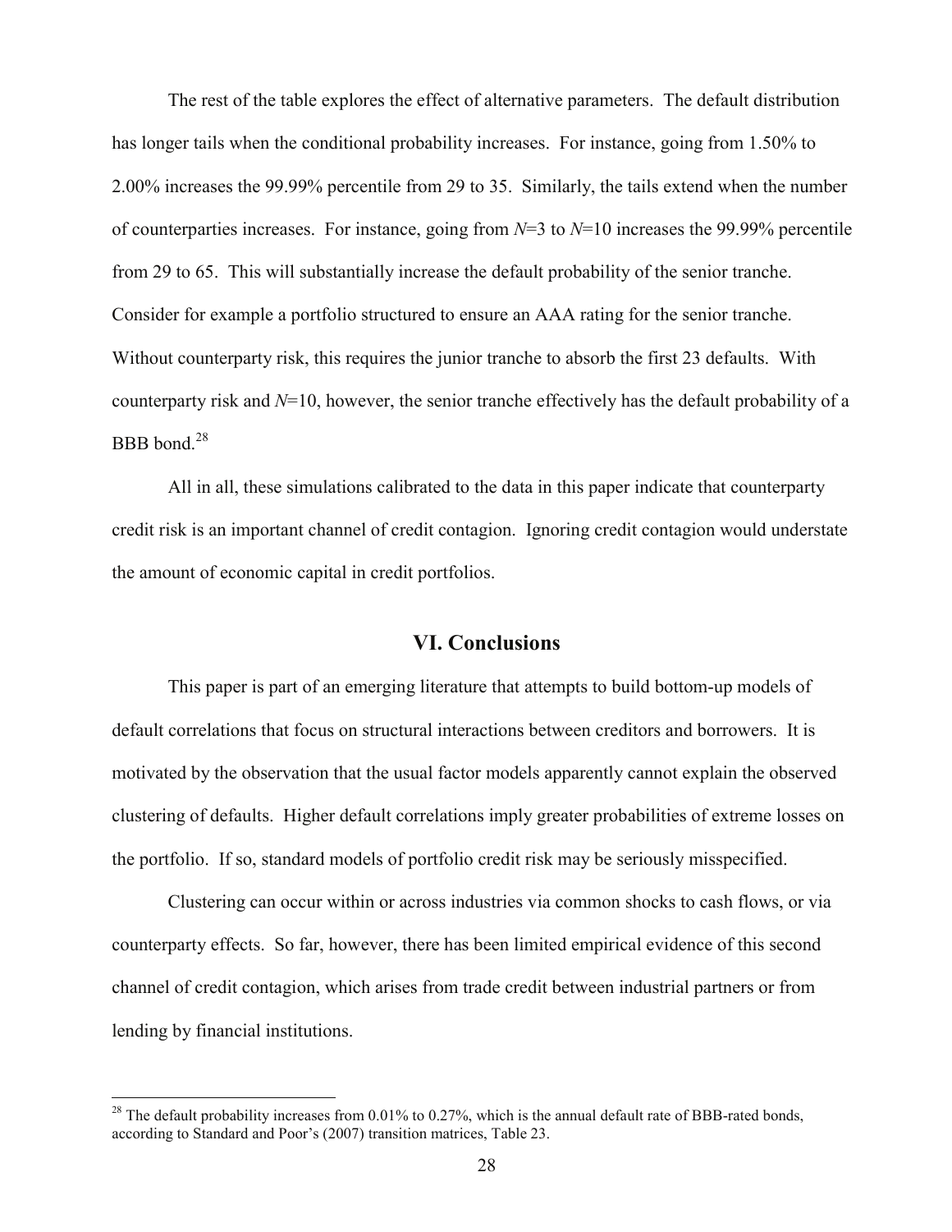The rest of the table explores the effect of alternative parameters. The default distribution has longer tails when the conditional probability increases. For instance, going from 1.50% to 2.00% increases the 99.99% percentile from 29 to 35. Similarly, the tails extend when the number of counterparties increases. For instance, going from $N$=3 to $N$=10 increases the 99.99% percentile from 29 to 65. This will substantially increase the default probability of the senior tranche. Consider for example a portfolio structured to ensure an AAA rating for the senior tranche. Without counterparty risk, this requires the junior tranche to absorb the first 23 defaults. With counterparty risk and $N$=10, however, the senior tranche effectively has the default probability of a BBB bond.[28]

All in all, these simulations calibrated to the data in this paper indicate that counterparty credit risk is an important channel of credit contagion. Ignoring credit contagion would understate the amount of economic capital in credit portfolios.

## VI. Conclusions

This paper is part of an emerging literature that attempts to build bottom-up models of default correlations that focus on structural interactions between creditors and borrowers. It is motivated by the observation that the usual factor models apparently cannot explain the observed clustering of defaults. Higher default correlations imply greater probabilities of extreme losses on the portfolio. If so, standard models of portfolio credit risk may be seriously misspecified.

Clustering can occur within or across industries via common shocks to cash flows, or via counterparty effects. So far, however, there has been limited empirical evidence of this second channel of credit contagion, which arises from trade credit between industrial partners or from lending by financial institutions.

---

[28] The default probability increases from 0.01% to 0.27%, which is the annual default rate of BBB-rated bonds, according to Standard and Poor's (2007) transition matrices, Table 23.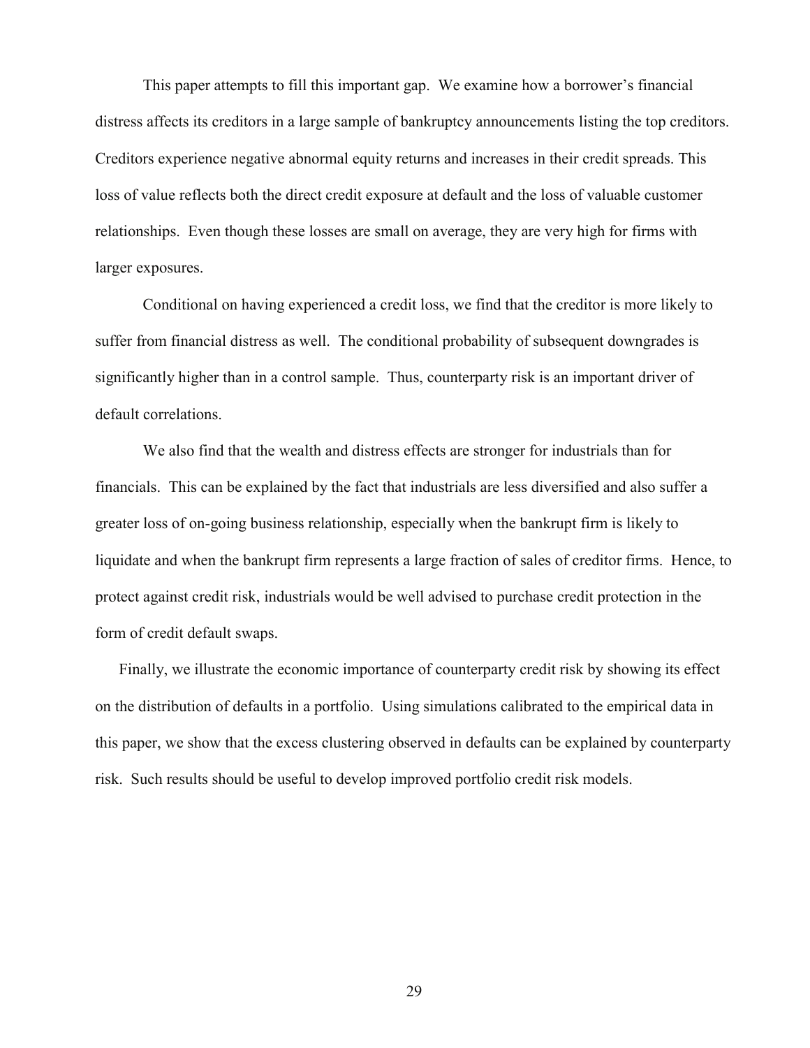This paper attempts to fill this important gap. We examine how a borrower's financial distress affects its creditors in a large sample of bankruptcy announcements listing the top creditors. Creditors experience negative abnormal equity returns and increases in their credit spreads. This loss of value reflects both the direct credit exposure at default and the loss of valuable customer relationships. Even though these losses are small on average, they are very high for firms with larger exposures.

Conditional on having experienced a credit loss, we find that the creditor is more likely to suffer from financial distress as well. The conditional probability of subsequent downgrades is significantly higher than in a control sample. Thus, counterparty risk is an important driver of default correlations.

We also find that the wealth and distress effects are stronger for industrials than for financials. This can be explained by the fact that industrials are less diversified and also suffer a greater loss of on-going business relationship, especially when the bankrupt firm is likely to liquidate and when the bankrupt firm represents a large fraction of sales of creditor firms. Hence, to protect against credit risk, industrials would be well advised to purchase credit protection in the form of credit default swaps.

Finally, we illustrate the economic importance of counterparty credit risk by showing its effect on the distribution of defaults in a portfolio. Using simulations calibrated to the empirical data in this paper, we show that the excess clustering observed in defaults can be explained by counterparty risk. Such results should be useful to develop improved portfolio credit risk models.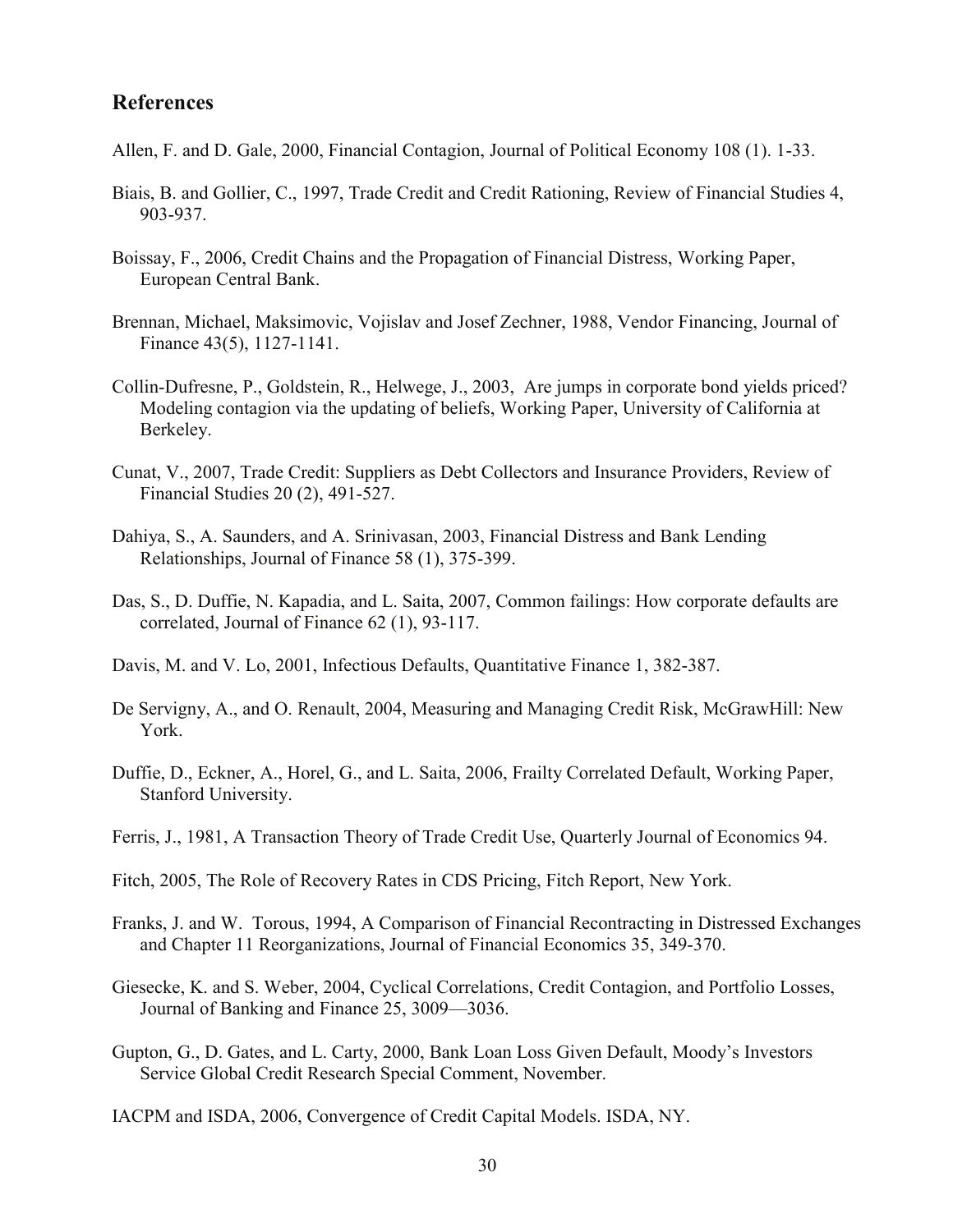## References

Allen, F. and D. Gale, 2000, Financial Contagion, Journal of Political Economy 108 (1). 1-33.

Biais, B. and Gollier, C., 1997, Trade Credit and Credit Rationing, Review of Financial Studies 4, 903-937.

Boissay, F., 2006, Credit Chains and the Propagation of Financial Distress, Working Paper, European Central Bank.

Brennan, Michael, Maksimovic, Vojislav and Josef Zechner, 1988, Vendor Financing, Journal of Finance 43(5), 1127-1141.

Collin-Dufresne, P., Goldstein, R., Helwege, J., 2003, Are jumps in corporate bond yields priced? Modeling contagion via the updating of beliefs, Working Paper, University of California at Berkeley.

Cunat, V., 2007, Trade Credit: Suppliers as Debt Collectors and Insurance Providers, Review of Financial Studies 20 (2), 491-527.

Dahiya, S., A. Saunders, and A. Srinivasan, 2003, Financial Distress and Bank Lending Relationships, Journal of Finance 58 (1), 375-399.

Das, S., D. Duffie, N. Kapadia, and L. Saita, 2007, Common failings: How corporate defaults are correlated, Journal of Finance 62 (1), 93-117.

Davis, M. and V. Lo, 2001, Infectious Defaults, Quantitative Finance 1, 382-387.

De Servigny, A., and O. Renault, 2004, Measuring and Managing Credit Risk, McGrawHill: New York.

Duffie, D., Eckner, A., Horel, G., and L. Saita, 2006, Frailty Correlated Default, Working Paper, Stanford University.

Ferris, J., 1981, A Transaction Theory of Trade Credit Use, Quarterly Journal of Economics 94.

Fitch, 2005, The Role of Recovery Rates in CDS Pricing, Fitch Report, New York.

Franks, J. and W. Torous, 1994, A Comparison of Financial Recontracting in Distressed Exchanges and Chapter 11 Reorganizations, Journal of Financial Economics 35, 349-370.

Giesecke, K. and S. Weber, 2004, Cyclical Correlations, Credit Contagion, and Portfolio Losses, Journal of Banking and Finance 25, 3009—3036.

Gupton, G., D. Gates, and L. Carty, 2000, Bank Loan Loss Given Default, Moody's Investors Service Global Credit Research Special Comment, November.

IACPM and ISDA, 2006, Convergence of Credit Capital Models. ISDA, NY.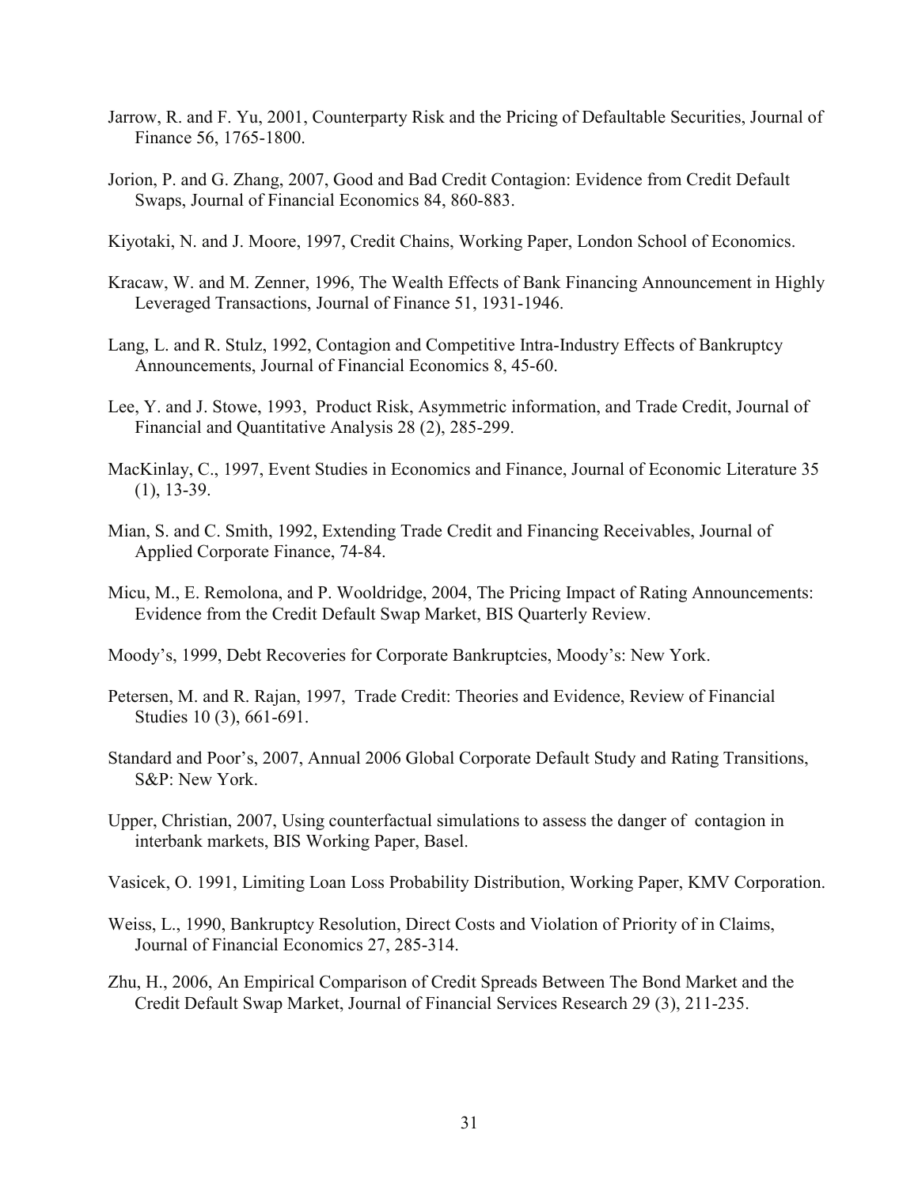Jarrow, R. and F. Yu, 2001, Counterparty Risk and the Pricing of Defaultable Securities, Journal of Finance 56, 1765-1800.

Jorion, P. and G. Zhang, 2007, Good and Bad Credit Contagion: Evidence from Credit Default Swaps, Journal of Financial Economics 84, 860-883.

Kiyotaki, N. and J. Moore, 1997, Credit Chains, Working Paper, London School of Economics.

Kracaw, W. and M. Zenner, 1996, The Wealth Effects of Bank Financing Announcement in Highly Leveraged Transactions, Journal of Finance 51, 1931-1946.

Lang, L. and R. Stulz, 1992, Contagion and Competitive Intra-Industry Effects of Bankruptcy Announcements, Journal of Financial Economics 8, 45-60.

Lee, Y. and J. Stowe, 1993, Product Risk, Asymmetric information, and Trade Credit, Journal of Financial and Quantitative Analysis 28 (2), 285-299.

MacKinlay, C., 1997, Event Studies in Economics and Finance, Journal of Economic Literature 35 (1), 13-39.

Mian, S. and C. Smith, 1992, Extending Trade Credit and Financing Receivables, Journal of Applied Corporate Finance, 74-84.

Micu, M., E. Remolona, and P. Wooldridge, 2004, The Pricing Impact of Rating Announcements: Evidence from the Credit Default Swap Market, BIS Quarterly Review.

Moody's, 1999, Debt Recoveries for Corporate Bankruptcies, Moody's: New York.

Petersen, M. and R. Rajan, 1997, Trade Credit: Theories and Evidence, Review of Financial Studies 10 (3), 661-691.

Standard and Poor's, 2007, Annual 2006 Global Corporate Default Study and Rating Transitions, S&P: New York.

Upper, Christian, 2007, Using counterfactual simulations to assess the danger of contagion in interbank markets, BIS Working Paper, Basel.

Vasicek, O. 1991, Limiting Loan Loss Probability Distribution, Working Paper, KMV Corporation.

Weiss, L., 1990, Bankruptcy Resolution, Direct Costs and Violation of Priority of in Claims, Journal of Financial Economics 27, 285-314.

Zhu, H., 2006, An Empirical Comparison of Credit Spreads Between The Bond Market and the Credit Default Swap Market, Journal of Financial Services Research 29 (3), 211-235.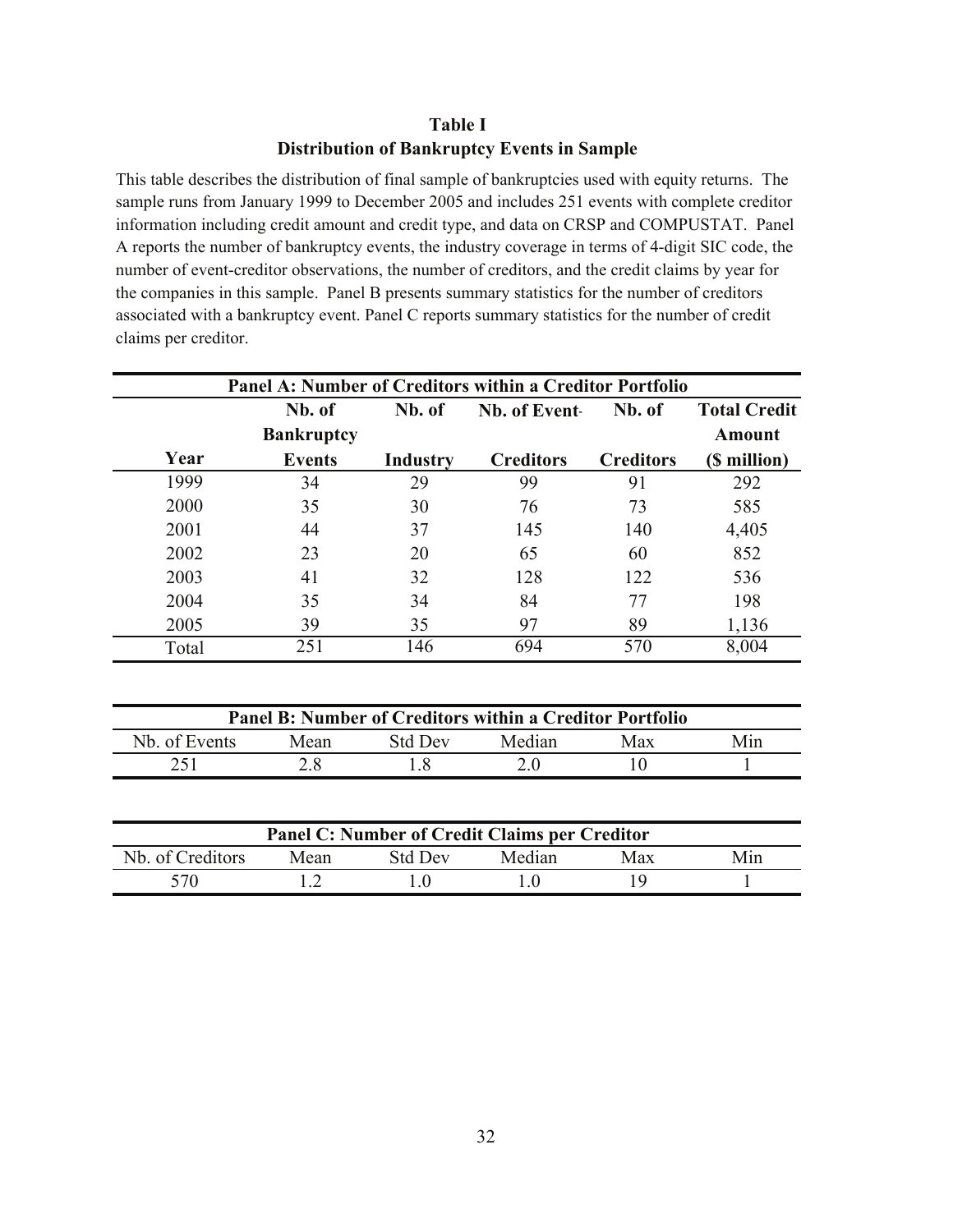**Table I**
**Distribution of Bankruptcy Events in Sample**

This table describes the distribution of final sample of bankruptcies used with equity returns. The sample runs from January 1999 to December 2005 and includes 251 events with complete creditor information including credit amount and credit type, and data on CRSP and COMPUSTAT. Panel A reports the number of bankruptcy events, the industry coverage in terms of 4-digit SIC code, the number of event-creditor observations, the number of creditors, and the credit claims by year for the companies in this sample. Panel B presents summary statistics for the number of creditors associated with a bankruptcy event. Panel C reports summary statistics for the number of credit claims per creditor.

**Panel A: Number of Creditors within a Creditor Portfolio**

| Year | Nb. of Bankruptcy Events | Nb. of Industry | Nb. of Event-Creditors | Nb. of Creditors | Total Credit Amount ($ million) |
|---|---|---|---|---|---|
| 1999 | 34 | 29 | 99 | 91 | 292 |
| 2000 | 35 | 30 | 76 | 73 | 585 |
| 2001 | 44 | 37 | 145 | 140 | 4,405 |
| 2002 | 23 | 20 | 65 | 60 | 852 |
| 2003 | 41 | 32 | 128 | 122 | 536 |
| 2004 | 35 | 34 | 84 | 77 | 198 |
| 2005 | 39 | 35 | 97 | 89 | 1,136 |
| Total | 251 | 146 | 694 | 570 | 8,004 |

**Panel B: Number of Creditors within a Creditor Portfolio**

| Nb. of Events | Mean | Std Dev | Median | Max | Min |
|---|---|---|---|---|---|
| 251 | 2.8 | 1.8 | 2.0 | 10 | 1 |

**Panel C: Number of Credit Claims per Creditor**

| Nb. of Creditors | Mean | Std Dev | Median | Max | Min |
|---|---|---|---|---|---|
| 570 | 1.2 | 1.0 | 1.0 | 19 | 1 |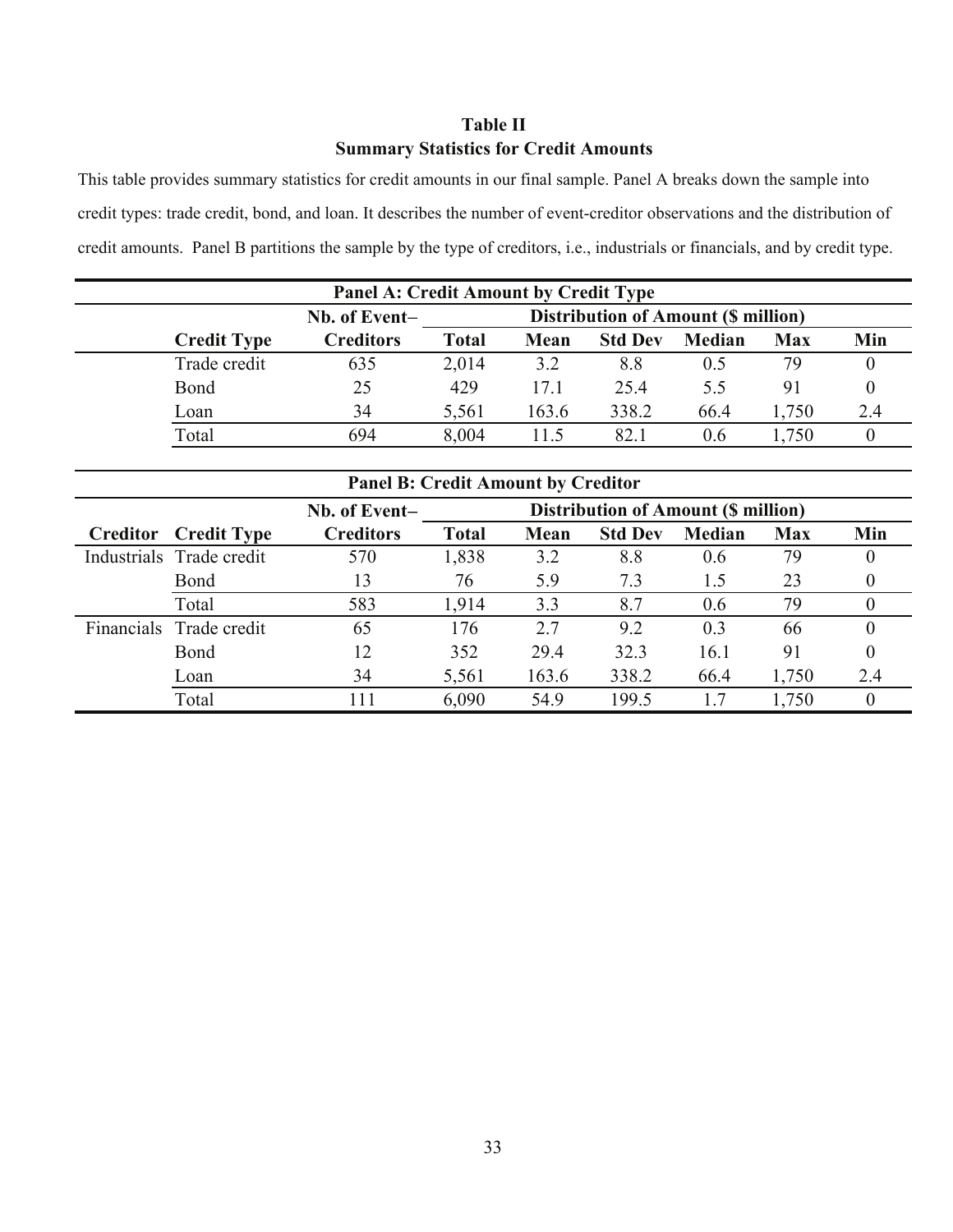**Table II**
**Summary Statistics for Credit Amounts**

This table provides summary statistics for credit amounts in our final sample. Panel A breaks down the sample into credit types: trade credit, bond, and loan. It describes the number of event-creditor observations and the distribution of credit amounts. Panel B partitions the sample by the type of creditors, i.e., industrials or financials, and by credit type.

**Panel A: Credit Amount by Credit Type**

| Credit Type | Nb. of Event–Creditors | Distribution of Amount ($ million) Total | Mean | Std Dev | Median | Max | Min |
|---|---|---|---|---|---|---|---|
| Trade credit | 635 | 2,014 | 3.2 | 8.8 | 0.5 | 79 | 0 |
| Bond | 25 | 429 | 17.1 | 25.4 | 5.5 | 91 | 0 |
| Loan | 34 | 5,561 | 163.6 | 338.2 | 66.4 | 1,750 | 2.4 |
| Total | 694 | 8,004 | 11.5 | 82.1 | 0.6 | 1,750 | 0 |

**Panel B: Credit Amount by Creditor**

| Creditor | Credit Type | Nb. of Event–Creditors | Distribution of Amount ($ million) Total | Mean | Std Dev | Median | Max | Min |
|---|---|---|---|---|---|---|---|---|
| Industrials | Trade credit | 570 | 1,838 | 3.2 | 8.8 | 0.6 | 79 | 0 |
| | Bond | 13 | 76 | 5.9 | 7.3 | 1.5 | 23 | 0 |
| | Total | 583 | 1,914 | 3.3 | 8.7 | 0.6 | 79 | 0 |
| Financials | Trade credit | 65 | 176 | 2.7 | 9.2 | 0.3 | 66 | 0 |
| | Bond | 12 | 352 | 29.4 | 32.3 | 16.1 | 91 | 0 |
| | Loan | 34 | 5,561 | 163.6 | 338.2 | 66.4 | 1,750 | 2.4 |
| | Total | 111 | 6,090 | 54.9 | 199.5 | 1.7 | 1,750 | 0 |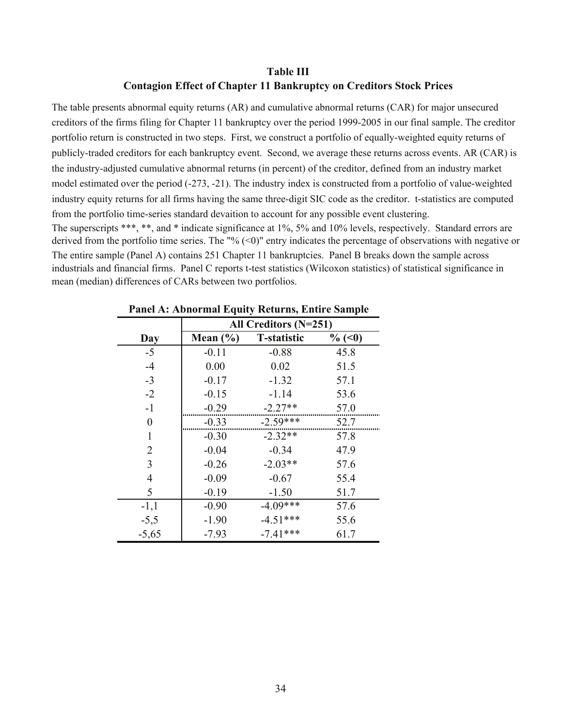**Table III**
**Contagion Effect of Chapter 11 Bankruptcy on Creditors Stock Prices**

The table presents abnormal equity returns (AR) and cumulative abnormal returns (CAR) for major unsecured creditors of the firms filing for Chapter 11 bankruptcy over the period 1999-2005 in our final sample. The creditor portfolio return is constructed in two steps. First, we construct a portfolio of equally-weighted equity returns of publicly-traded creditors for each bankruptcy event. Second, we average these returns across events. AR (CAR) is the industry-adjusted cumulative abnormal returns (in percent) of the creditor, defined from an industry market model estimated over the period (-273, -21). The industry index is constructed from a portfolio of value-weighted industry equity returns for all firms having the same three-digit SIC code as the creditor. t-statistics are computed from the portfolio time-series standard devaition to account for any possible event clustering.
The superscripts ***, **, and * indicate significance at 1%, 5% and 10% levels, respectively. Standard errors are derived from the portfolio time series. The "% (<0)" entry indicates the percentage of observations with negative or
The entire sample (Panel A) contains 251 Chapter 11 bankruptcies. Panel B breaks down the sample across industrials and financial firms. Panel C reports t-test statistics (Wilcoxon statistics) of statistical significance in mean (median) differences of CARs between two portfolios.

**Panel A: Abnormal Equity Returns, Entire Sample**

| | All Creditors (N=251) | | |
|---|---|---|---|
| Day | Mean (%) | T-statistic | % (<0) |
| -5 | -0.11 | -0.88 | 45.8 |
| -4 | 0.00 | 0.02 | 51.5 |
| -3 | -0.17 | -1.32 | 57.1 |
| -2 | -0.15 | -1.14 | 53.6 |
| -1 | -0.29 | -2.27** | 57.0 |
| 0 | -0.33 | -2.59*** | 52.7 |
| 1 | -0.30 | -2.32** | 57.8 |
| 2 | -0.04 | -0.34 | 47.9 |
| 3 | -0.26 | -2.03** | 57.6 |
| 4 | -0.09 | -0.67 | 55.4 |
| 5 | -0.19 | -1.50 | 51.7 |
| -1,1 | -0.90 | -4.09*** | 57.6 |
| -5,5 | -1.90 | -4.51*** | 55.6 |
| -5,65 | -7.93 | -7.41*** | 61.7 |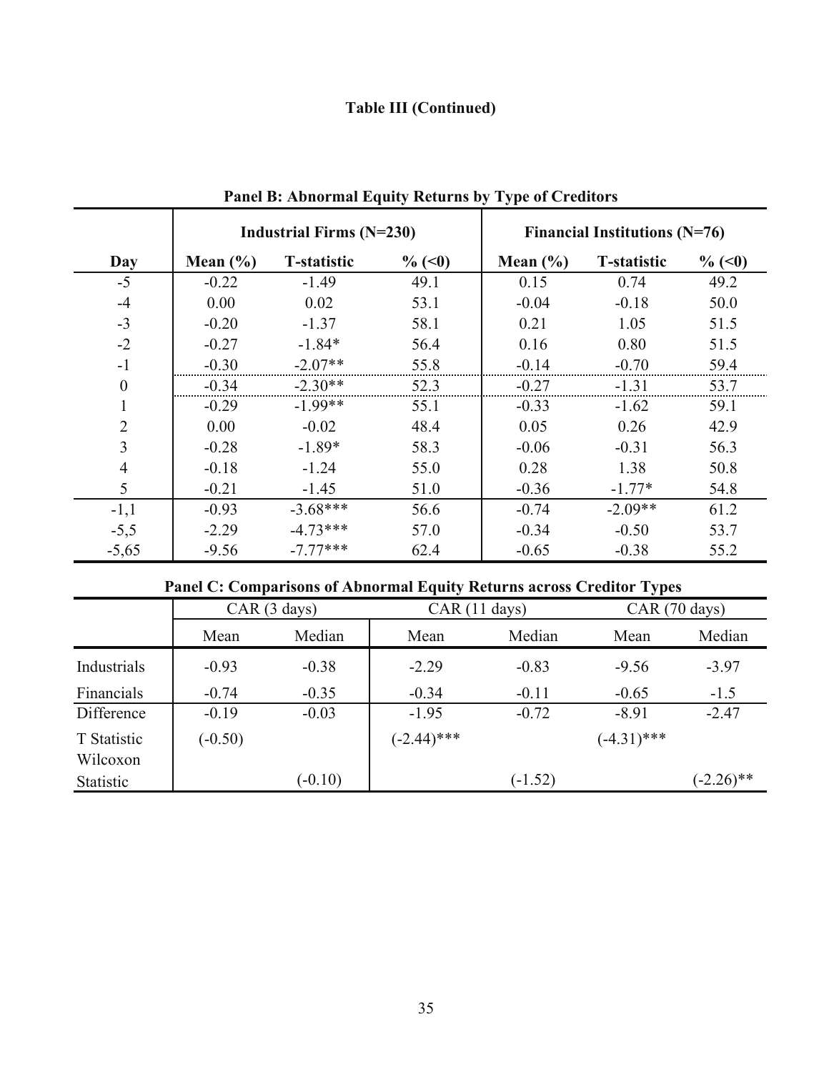**Table III (Continued)**

**Panel B: Abnormal Equity Returns by Type of Creditors**

| | Industrial Firms (N=230) | | | Financial Institutions (N=76) | | |
|---|---|---|---|---|---|---|
| **Day** | **Mean (%)** | **T-statistic** | **% (<0)** | **Mean (%)** | **T-statistic** | **% (<0)** |
| -5 | -0.22 | -1.49 | 49.1 | 0.15 | 0.74 | 49.2 |
| -4 | 0.00 | 0.02 | 53.1 | -0.04 | -0.18 | 50.0 |
| -3 | -0.20 | -1.37 | 58.1 | 0.21 | 1.05 | 51.5 |
| -2 | -0.27 | -1.84* | 56.4 | 0.16 | 0.80 | 51.5 |
| -1 | -0.30 | -2.07** | 55.8 | -0.14 | -0.70 | 59.4 |
| 0 | -0.34 | -2.30** | 52.3 | -0.27 | -1.31 | 53.7 |
| 1 | -0.29 | -1.99** | 55.1 | -0.33 | -1.62 | 59.1 |
| 2 | 0.00 | -0.02 | 48.4 | 0.05 | 0.26 | 42.9 |
| 3 | -0.28 | -1.89* | 58.3 | -0.06 | -0.31 | 56.3 |
| 4 | -0.18 | -1.24 | 55.0 | 0.28 | 1.38 | 50.8 |
| 5 | -0.21 | -1.45 | 51.0 | -0.36 | -1.77* | 54.8 |
| -1,1 | -0.93 | -3.68*** | 56.6 | -0.74 | -2.09** | 61.2 |
| -5,5 | -2.29 | -4.73*** | 57.0 | -0.34 | -0.50 | 53.7 |
| -5,65 | -9.56 | -7.77*** | 62.4 | -0.65 | -0.38 | 55.2 |

**Panel C: Comparisons of Abnormal Equity Returns across Creditor Types**

| | CAR (3 days) | | CAR (11 days) | | CAR (70 days) | |
|---|---|---|---|---|---|---|
| | Mean | Median | Mean | Median | Mean | Median |
| Industrials | -0.93 | -0.38 | -2.29 | -0.83 | -9.56 | -3.97 |
| Financials | -0.74 | -0.35 | -0.34 | -0.11 | -0.65 | -1.5 |
| Difference | -0.19 | -0.03 | -1.95 | -0.72 | -8.91 | -2.47 |
| T Statistic | (-0.50) | | (-2.44)*** | | (-4.31)*** | |
| Wilcoxon Statistic | | (-0.10) | | (-1.52) | | (-2.26)** |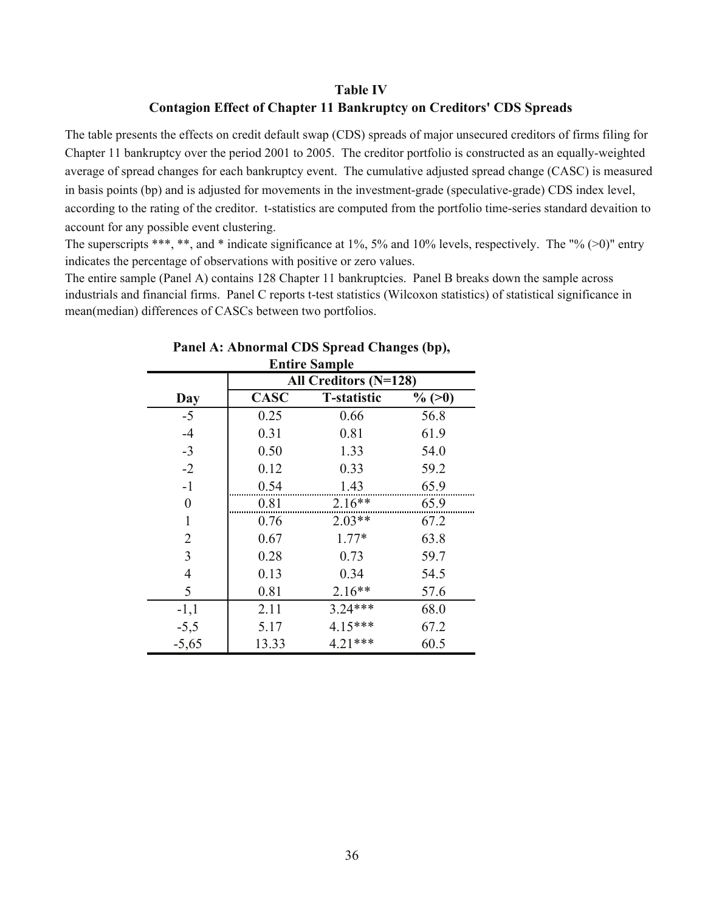## Table IV

## Contagion Effect of Chapter 11 Bankruptcy on Creditors' CDS Spreads

The table presents the effects on credit default swap (CDS) spreads of major unsecured creditors of firms filing for Chapter 11 bankruptcy over the period 2001 to 2005. The creditor portfolio is constructed as an equally-weighted average of spread changes for each bankruptcy event. The cumulative adjusted spread change (CASC) is measured in basis points (bp) and is adjusted for movements in the investment-grade (speculative-grade) CDS index level, according to the rating of the creditor. t-statistics are computed from the portfolio time-series standard devaition to account for any possible event clustering.

The superscripts ***, **, and * indicate significance at 1%, 5% and 10% levels, respectively. The "% (>0)" entry indicates the percentage of observations with positive or zero values.

The entire sample (Panel A) contains 128 Chapter 11 bankruptcies. Panel B breaks down the sample across industrials and financial firms. Panel C reports t-test statistics (Wilcoxon statistics) of statistical significance in mean(median) differences of CASCs between two portfolios.

**Panel A: Abnormal CDS Spread Changes (bp), Entire Sample**

| | All Creditors (N=128) | | |
|---|---|---|---|
| **Day** | **CASC** | **T-statistic** | **% (>0)** |
| -5 | 0.25 | 0.66 | 56.8 |
| -4 | 0.31 | 0.81 | 61.9 |
| -3 | 0.50 | 1.33 | 54.0 |
| -2 | 0.12 | 0.33 | 59.2 |
| -1 | 0.54 | 1.43 | 65.9 |
| 0 | 0.81 | 2.16** | 65.9 |
| 1 | 0.76 | 2.03** | 67.2 |
| 2 | 0.67 | 1.77* | 63.8 |
| 3 | 0.28 | 0.73 | 59.7 |
| 4 | 0.13 | 0.34 | 54.5 |
| 5 | 0.81 | 2.16** | 57.6 |
| -1,1 | 2.11 | 3.24*** | 68.0 |
| -5,5 | 5.17 | 4.15*** | 67.2 |
| -5,65 | 13.33 | 4.21*** | 60.5 |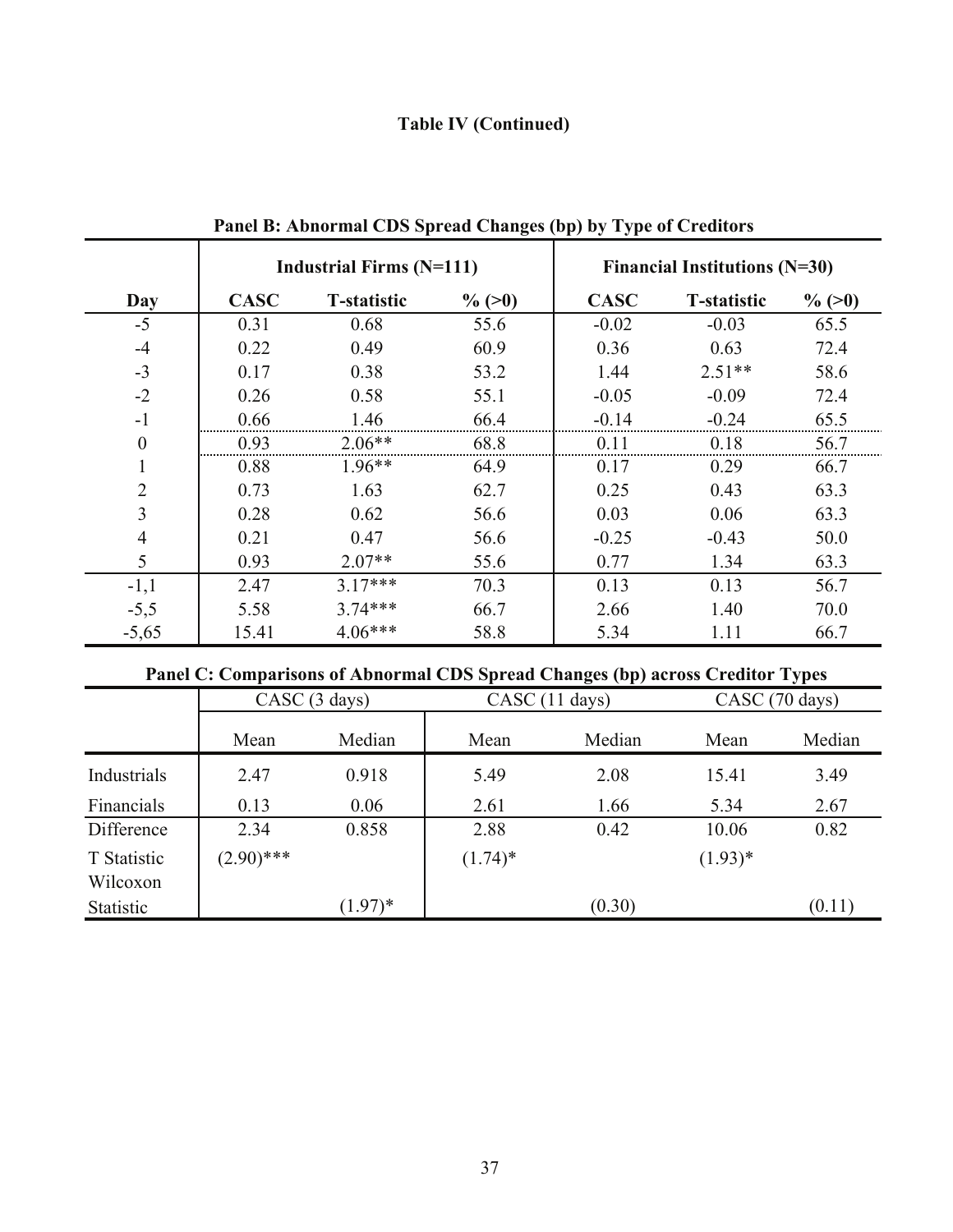**Table IV (Continued)**

**Panel B: Abnormal CDS Spread Changes (bp) by Type of Creditors**

| | **Industrial Firms (N=111)** | | | **Financial Institutions (N=30)** | | |
|---|---|---|---|---|---|---|
| **Day** | **CASC** | **T-statistic** | **% (>0)** | **CASC** | **T-statistic** | **% (>0)** |
| -5 | 0.31 | 0.68 | 55.6 | -0.02 | -0.03 | 65.5 |
| -4 | 0.22 | 0.49 | 60.9 | 0.36 | 0.63 | 72.4 |
| -3 | 0.17 | 0.38 | 53.2 | 1.44 | 2.51** | 58.6 |
| -2 | 0.26 | 0.58 | 55.1 | -0.05 | -0.09 | 72.4 |
| -1 | 0.66 | 1.46 | 66.4 | -0.14 | -0.24 | 65.5 |
| 0 | 0.93 | 2.06** | 68.8 | 0.11 | 0.18 | 56.7 |
| 1 | 0.88 | 1.96** | 64.9 | 0.17 | 0.29 | 66.7 |
| 2 | 0.73 | 1.63 | 62.7 | 0.25 | 0.43 | 63.3 |
| 3 | 0.28 | 0.62 | 56.6 | 0.03 | 0.06 | 63.3 |
| 4 | 0.21 | 0.47 | 56.6 | -0.25 | -0.43 | 50.0 |
| 5 | 0.93 | 2.07** | 55.6 | 0.77 | 1.34 | 63.3 |
| -1,1 | 2.47 | 3.17*** | 70.3 | 0.13 | 0.13 | 56.7 |
| -5,5 | 5.58 | 3.74*** | 66.7 | 2.66 | 1.40 | 70.0 |
| -5,65 | 15.41 | 4.06*** | 58.8 | 5.34 | 1.11 | 66.7 |

**Panel C: Comparisons of Abnormal CDS Spread Changes (bp) across Creditor Types**

| | CASC (3 days) | | CASC (11 days) | | CASC (70 days) | |
|---|---|---|---|---|---|---|
| | Mean | Median | Mean | Median | Mean | Median |
| Industrials | 2.47 | 0.918 | 5.49 | 2.08 | 15.41 | 3.49 |
| Financials | 0.13 | 0.06 | 2.61 | 1.66 | 5.34 | 2.67 |
| Difference | 2.34 | 0.858 | 2.88 | 0.42 | 10.06 | 0.82 |
| T Statistic | (2.90)*** | | (1.74)* | | (1.93)* | |
| Wilcoxon Statistic | | (1.97)* | | (0.30) | | (0.11) |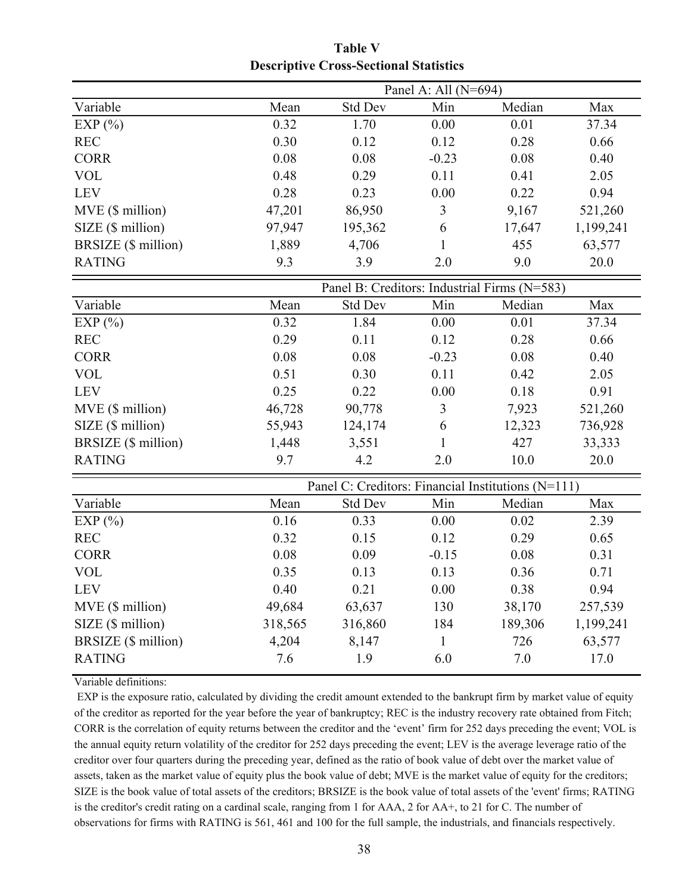## Table V

### Descriptive Cross-Sectional Statistics

| | Panel A: All (N=694) | | | | |
|---|---|---|---|---|---|
| Variable | Mean | Std Dev | Min | Median | Max |
| EXP (%) | 0.32 | 1.70 | 0.00 | 0.01 | 37.34 |
| REC | 0.30 | 0.12 | 0.12 | 0.28 | 0.66 |
| CORR | 0.08 | 0.08 | -0.23 | 0.08 | 0.40 |
| VOL | 0.48 | 0.29 | 0.11 | 0.41 | 2.05 |
| LEV | 0.28 | 0.23 | 0.00 | 0.22 | 0.94 |
| MVE ($ million) | 47,201 | 86,950 | 3 | 9,167 | 521,260 |
| SIZE ($ million) | 97,947 | 195,362 | 6 | 17,647 | 1,199,241 |
| BRSIZE ($ million) | 1,889 | 4,706 | 1 | 455 | 63,577 |
| RATING | 9.3 | 3.9 | 2.0 | 9.0 | 20.0 |

| | Panel B: Creditors: Industrial Firms (N=583) | | | | |
|---|---|---|---|---|---|
| Variable | Mean | Std Dev | Min | Median | Max |
| EXP (%) | 0.32 | 1.84 | 0.00 | 0.01 | 37.34 |
| REC | 0.29 | 0.11 | 0.12 | 0.28 | 0.66 |
| CORR | 0.08 | 0.08 | -0.23 | 0.08 | 0.40 |
| VOL | 0.51 | 0.30 | 0.11 | 0.42 | 2.05 |
| LEV | 0.25 | 0.22 | 0.00 | 0.18 | 0.91 |
| MVE ($ million) | 46,728 | 90,778 | 3 | 7,923 | 521,260 |
| SIZE ($ million) | 55,943 | 124,174 | 6 | 12,323 | 736,928 |
| BRSIZE ($ million) | 1,448 | 3,551 | 1 | 427 | 33,333 |
| RATING | 9.7 | 4.2 | 2.0 | 10.0 | 20.0 |

| | Panel C: Creditors: Financial Institutions (N=111) | | | | |
|---|---|---|---|---|---|
| Variable | Mean | Std Dev | Min | Median | Max |
| EXP (%) | 0.16 | 0.33 | 0.00 | 0.02 | 2.39 |
| REC | 0.32 | 0.15 | 0.12 | 0.29 | 0.65 |
| CORR | 0.08 | 0.09 | -0.15 | 0.08 | 0.31 |
| VOL | 0.35 | 0.13 | 0.13 | 0.36 | 0.71 |
| LEV | 0.40 | 0.21 | 0.00 | 0.38 | 0.94 |
| MVE ($ million) | 49,684 | 63,637 | 130 | 38,170 | 257,539 |
| SIZE ($ million) | 318,565 | 316,860 | 184 | 189,306 | 1,199,241 |
| BRSIZE ($ million) | 4,204 | 8,147 | 1 | 726 | 63,577 |
| RATING | 7.6 | 1.9 | 6.0 | 7.0 | 17.0 |

Variable definitions:

EXP is the exposure ratio, calculated by dividing the credit amount extended to the bankrupt firm by market value of equity of the creditor as reported for the year before the year of bankruptcy; REC is the industry recovery rate obtained from Fitch; CORR is the correlation of equity returns between the creditor and the 'event' firm for 252 days preceding the event; VOL is the annual equity return volatility of the creditor for 252 days preceding the event; LEV is the average leverage ratio of the creditor over four quarters during the preceding year, defined as the ratio of book value of debt over the market value of assets, taken as the market value of equity plus the book value of debt; MVE is the market value of equity for the creditors; SIZE is the book value of total assets of the creditors; BRSIZE is the book value of total assets of the 'event' firms; RATING is the creditor's credit rating on a cardinal scale, ranging from 1 for AAA, 2 for AA+, to 21 for C. The number of observations for firms with RATING is 561, 461 and 100 for the full sample, the industrials, and financials respectively.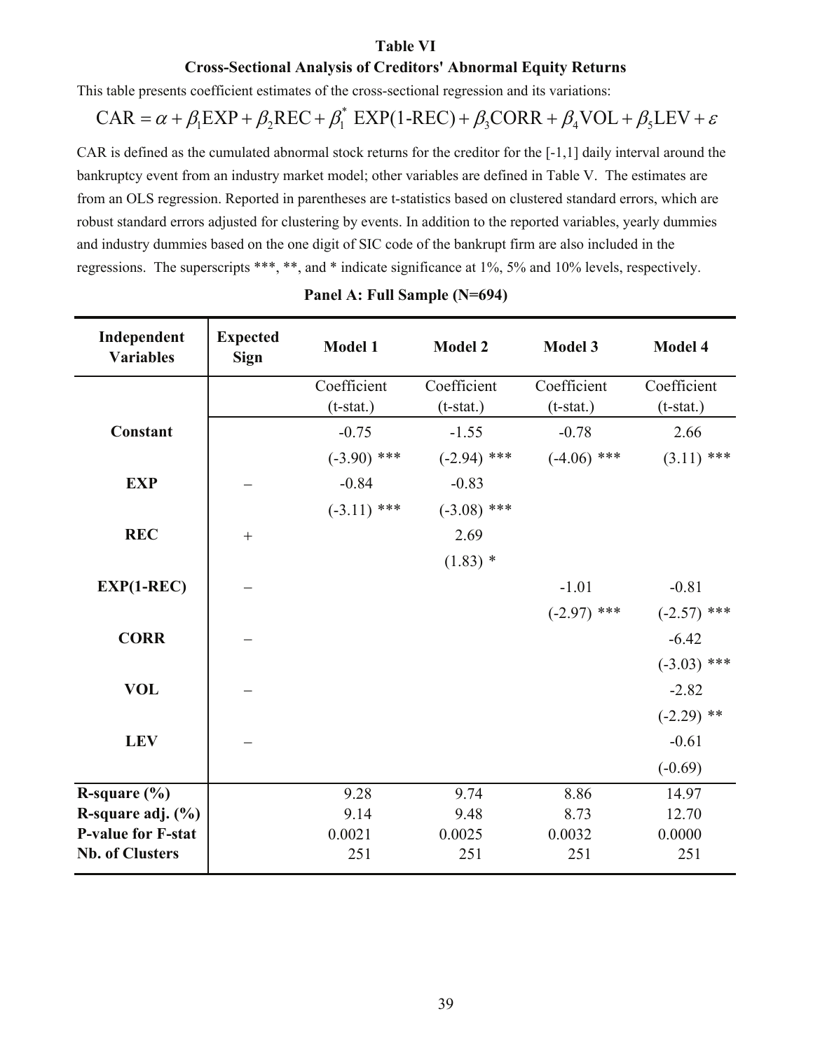**Table VI**

**Cross-Sectional Analysis of Creditors' Abnormal Equity Returns**

This table presents coefficient estimates of the cross-sectional regression and its variations:

$$\text{CAR} = \alpha + \beta_1\text{EXP} + \beta_2\text{REC} + \beta_1^* \text{ EXP(1-REC)} + \beta_3\text{CORR} + \beta_4\text{VOL} + \beta_5\text{LEV} + \varepsilon$$

CAR is defined as the cumulated abnormal stock returns for the creditor for the [-1,1] daily interval around the bankruptcy event from an industry market model; other variables are defined in Table V. The estimates are from an OLS regression. Reported in parentheses are t-statistics based on clustered standard errors, which are robust standard errors adjusted for clustering by events. In addition to the reported variables, yearly dummies and industry dummies based on the one digit of SIC code of the bankrupt firm are also included in the regressions. The superscripts ***, **, and * indicate significance at 1%, 5% and 10% levels, respectively.

**Panel A: Full Sample (N=694)**

| Independent Variables | Expected Sign | Model 1 | Model 2 | Model 3 | Model 4 |
|---|---|---|---|---|---|
| | | Coefficient (t-stat.) | Coefficient (t-stat.) | Coefficient (t-stat.) | Coefficient (t-stat.) |
| **Constant** | | -0.75 | -1.55 | -0.78 | 2.66 |
| | | (-3.90) *** | (-2.94) *** | (-4.06) *** | (3.11) *** |
| **EXP** | – | -0.84 | -0.83 | | |
| | | (-3.11) *** | (-3.08) *** | | |
| **REC** | + | | 2.69 | | |
| | | | (1.83) * | | |
| **EXP(1-REC)** | – | | | -1.01 | -0.81 |
| | | | | (-2.97) *** | (-2.57) *** |
| **CORR** | – | | | | -6.42 |
| | | | | | (-3.03) *** |
| **VOL** | – | | | | -2.82 |
| | | | | | (-2.29) ** |
| **LEV** | – | | | | -0.61 |
| | | | | | (-0.69) |
| **R-square (%)** | | 9.28 | 9.74 | 8.86 | 14.97 |
| **R-square adj. (%)** | | 9.14 | 9.48 | 8.73 | 12.70 |
| **P-value for F-stat** | | 0.0021 | 0.0025 | 0.0032 | 0.0000 |
| **Nb. of Clusters** | | 251 | 251 | 251 | 251 |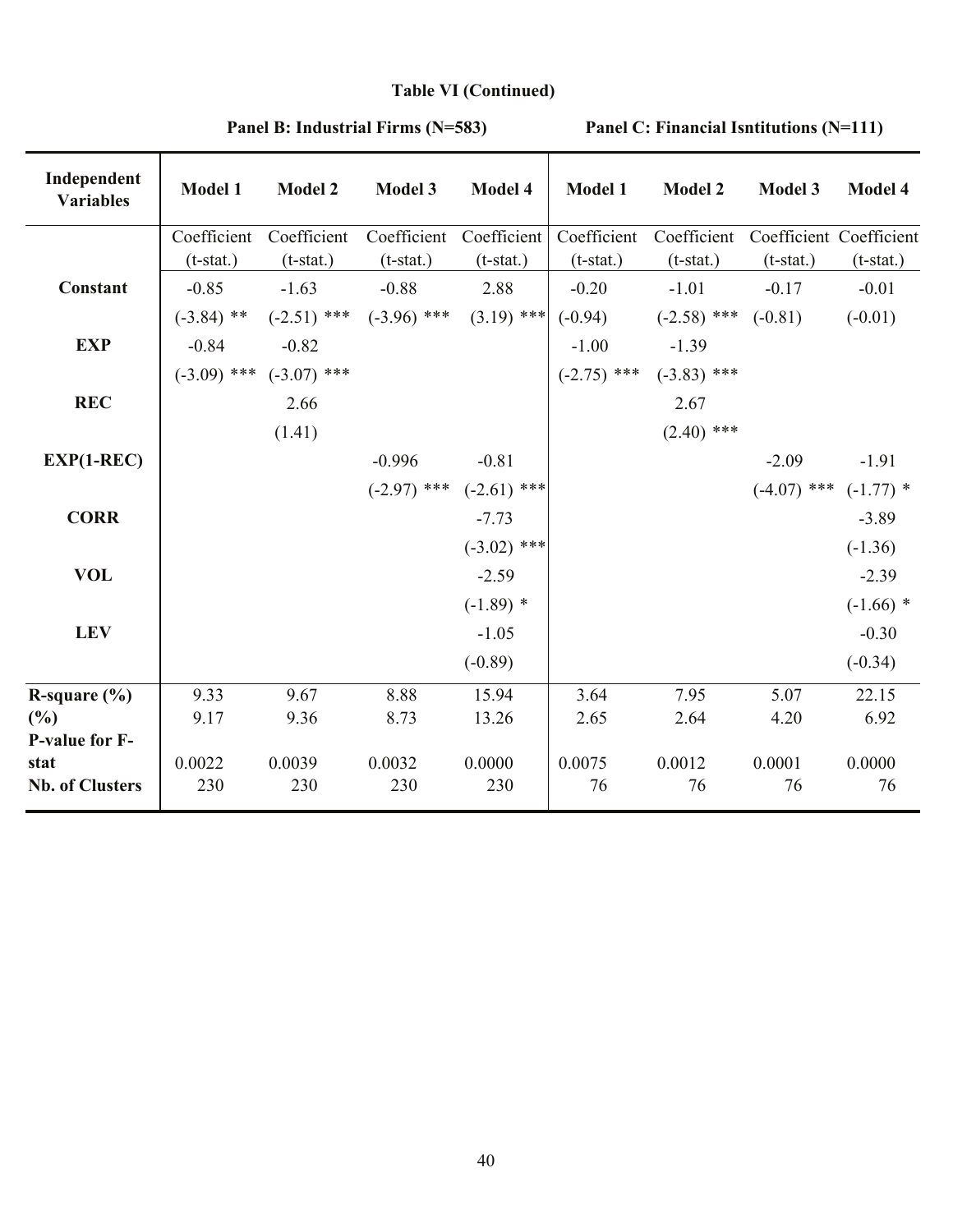**Table VI (Continued)**

| | Panel B: Industrial Firms (N=583) | | | | Panel C: Financial Isntitutions (N=111) | | | |
|---|---|---|---|---|---|---|---|---|
| **Independent Variables** | **Model 1** | **Model 2** | **Model 3** | **Model 4** | **Model 1** | **Model 2** | **Model 3** | **Model 4** |
| | Coefficient (t-stat.) | Coefficient (t-stat.) | Coefficient (t-stat.) | Coefficient (t-stat.) | Coefficient (t-stat.) | Coefficient (t-stat.) | Coefficient (t-stat.) | Coefficient (t-stat.) |
| **Constant** | -0.85 | -1.63 | -0.88 | 2.88 | -0.20 | -1.01 | -0.17 | -0.01 |
| | (-3.84) ** | (-2.51) *** | (-3.96) *** | (3.19) *** | (-0.94) | (-2.58) *** | (-0.81) | (-0.01) |
| **EXP** | -0.84 | -0.82 | | | -1.00 | -1.39 | | |
| | (-3.09) *** | (-3.07) *** | | | (-2.75) *** | (-3.83) *** | | |
| **REC** | | 2.66 | | | | 2.67 | | |
| | | (1.41) | | | | (2.40) *** | | |
| **EXP(1-REC)** | | | -0.996 | -0.81 | | | -2.09 | -1.91 |
| | | | (-2.97) *** | (-2.61) *** | | | (-4.07) *** | (-1.77) * |
| **CORR** | | | | -7.73 | | | | -3.89 |
| | | | | (-3.02) *** | | | | (-1.36) |
| **VOL** | | | | -2.59 | | | | -2.39 |
| | | | | (-1.89) * | | | | (-1.66) * |
| **LEV** | | | | -1.05 | | | | -0.30 |
| | | | | (-0.89) | | | | (-0.34) |
| **R-square (%)** | 9.33 | 9.67 | 8.88 | 15.94 | 3.64 | 7.95 | 5.07 | 22.15 |
| **(%)** | 9.17 | 9.36 | 8.73 | 13.26 | 2.65 | 2.64 | 4.20 | 6.92 |
| **P-value for F-stat** | 0.0022 | 0.0039 | 0.0032 | 0.0000 | 0.0075 | 0.0012 | 0.0001 | 0.0000 |
| **Nb. of Clusters** | 230 | 230 | 230 | 230 | 76 | 76 | 76 | 76 |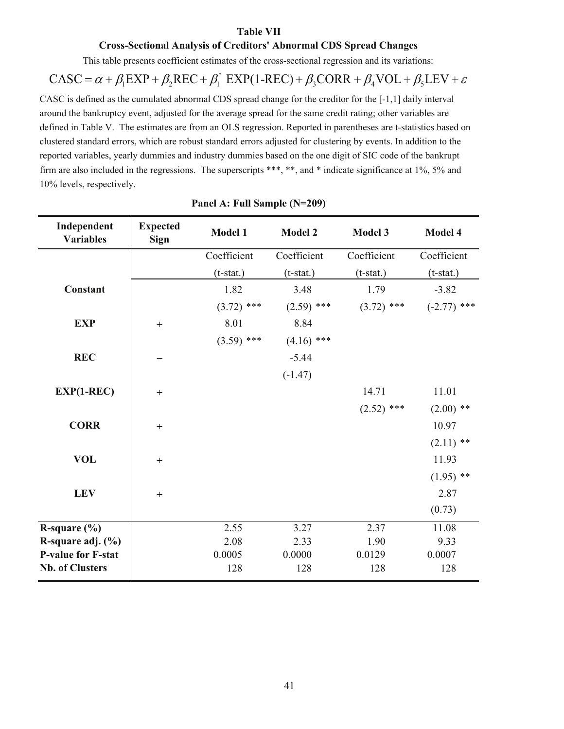**Table VII**

**Cross-Sectional Analysis of Creditors' Abnormal CDS Spread Changes**

This table presents coefficient estimates of the cross-sectional regression and its variations:

$$\text{CASC} = \alpha + \beta_1 \text{EXP} + \beta_2 \text{REC} + \beta_1^* \text{ EXP(1-REC)} + \beta_3 \text{CORR} + \beta_4 \text{VOL} + \beta_5 \text{LEV} + \varepsilon$$

CASC is defined as the cumulated abnormal CDS spread change for the creditor for the [-1,1] daily interval around the bankruptcy event, adjusted for the average spread for the same credit rating; other variables are defined in Table V. The estimates are from an OLS regression. Reported in parentheses are t-statistics based on clustered standard errors, which are robust standard errors adjusted for clustering by events. In addition to the reported variables, yearly dummies and industry dummies based on the one digit of SIC code of the bankrupt firm are also included in the regressions. The superscripts ***, **, and * indicate significance at 1%, 5% and 10% levels, respectively.

**Panel A: Full Sample (N=209)**

| Independent Variables | Expected Sign | Model 1 | Model 2 | Model 3 | Model 4 |
|---|---|---|---|---|---|
| | | Coefficient (t-stat.) | Coefficient (t-stat.) | Coefficient (t-stat.) | Coefficient (t-stat.) |
| **Constant** | | 1.82 | 3.48 | 1.79 | -3.82 |
| | | (3.72) *** | (2.59) *** | (3.72) *** | (-2.77) *** |
| **EXP** | + | 8.01 | 8.84 | | |
| | | (3.59) *** | (4.16) *** | | |
| **REC** | – | | -5.44 | | |
| | | | (-1.47) | | |
| **EXP(1-REC)** | + | | | 14.71 | 11.01 |
| | | | | (2.52) *** | (2.00) ** |
| **CORR** | + | | | | 10.97 |
| | | | | | (2.11) ** |
| **VOL** | + | | | | 11.93 |
| | | | | | (1.95) ** |
| **LEV** | + | | | | 2.87 |
| | | | | | (0.73) |
| **R-square (%)** | | 2.55 | 3.27 | 2.37 | 11.08 |
| **R-square adj. (%)** | | 2.08 | 2.33 | 1.90 | 9.33 |
| **P-value for F-stat** | | 0.0005 | 0.0000 | 0.0129 | 0.0007 |
| **Nb. of Clusters** | | 128 | 128 | 128 | 128 |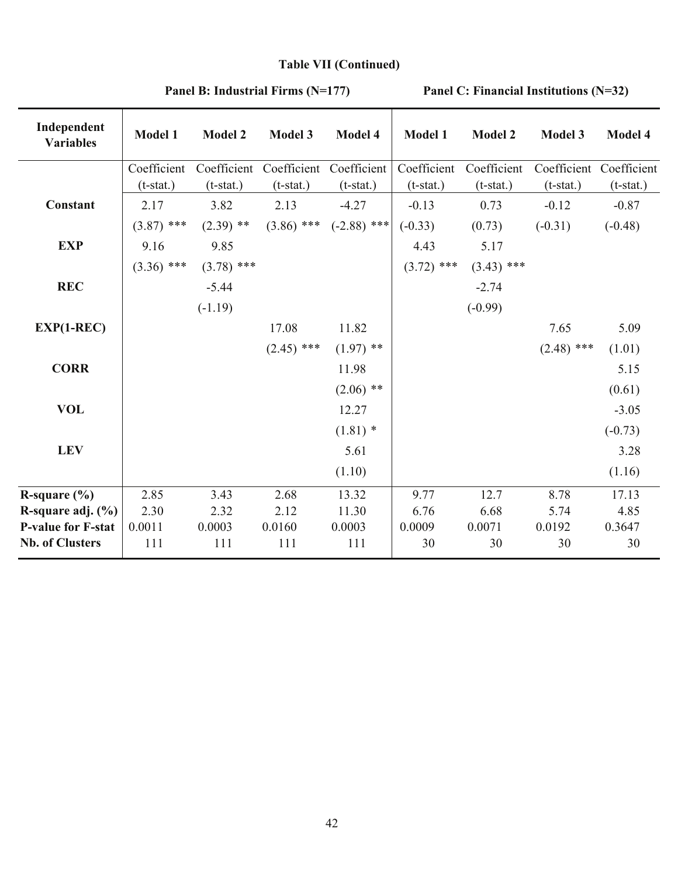**Table VII (Continued)**

| Independent Variables | Panel B: Industrial Firms (N=177) | | | | Panel C: Financial Institutions (N=32) | | | |
|---|---|---|---|---|---|---|---|---|
| | Model 1 | Model 2 | Model 3 | Model 4 | Model 1 | Model 2 | Model 3 | Model 4 |
| | Coefficient (t-stat.) | Coefficient (t-stat.) | Coefficient (t-stat.) | Coefficient (t-stat.) | Coefficient (t-stat.) | Coefficient (t-stat.) | Coefficient (t-stat.) | Coefficient (t-stat.) |
| **Constant** | 2.17 | 3.82 | 2.13 | -4.27 | -0.13 | 0.73 | -0.12 | -0.87 |
| | (3.87) *** | (2.39) ** | (3.86) *** | (-2.88) *** | (-0.33) | (0.73) | (-0.31) | (-0.48) |
| **EXP** | 9.16 | 9.85 | | | 4.43 | 5.17 | | |
| | (3.36) *** | (3.78) *** | | | (3.72) *** | (3.43) *** | | |
| **REC** | | -5.44 | | | | -2.74 | | |
| | | (-1.19) | | | | (-0.99) | | |
| **EXP(1-REC)** | | | 17.08 | 11.82 | | | 7.65 | 5.09 |
| | | | (2.45) *** | (1.97) ** | | | (2.48) *** | (1.01) |
| **CORR** | | | | 11.98 | | | | 5.15 |
| | | | | (2.06) ** | | | | (0.61) |
| **VOL** | | | | 12.27 | | | | -3.05 |
| | | | | (1.81) * | | | | (-0.73) |
| **LEV** | | | | 5.61 | | | | 3.28 |
| | | | | (1.10) | | | | (1.16) |
| **R-square (%)** | 2.85 | 3.43 | 2.68 | 13.32 | 9.77 | 12.7 | 8.78 | 17.13 |
| **R-square adj. (%)** | 2.30 | 2.32 | 2.12 | 11.30 | 6.76 | 6.68 | 5.74 | 4.85 |
| **P-value for F-stat** | 0.0011 | 0.0003 | 0.0160 | 0.0003 | 0.0009 | 0.0071 | 0.0192 | 0.3647 |
| **Nb. of Clusters** | 111 | 111 | 111 | 111 | 30 | 30 | 30 | 30 |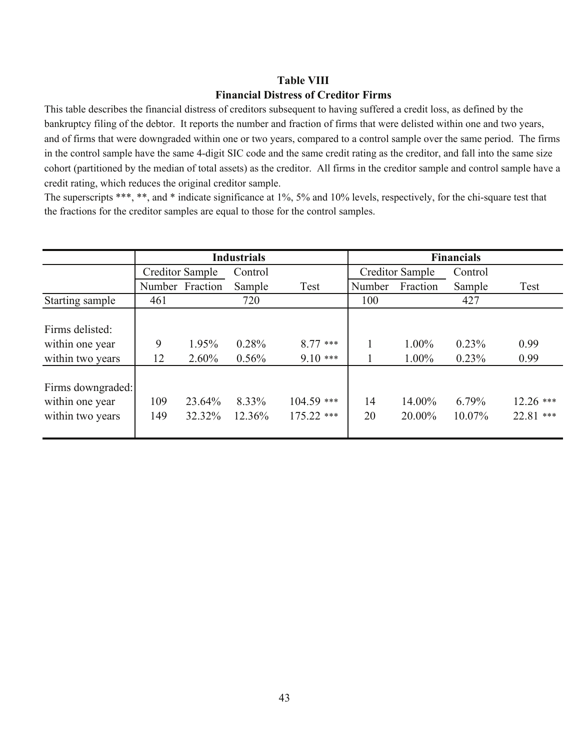## Table VIII
## Financial Distress of Creditor Firms

This table describes the financial distress of creditors subsequent to having suffered a credit loss, as defined by the bankruptcy filing of the debtor. It reports the number and fraction of firms that were delisted within one and two years, and of firms that were downgraded within one or two years, compared to a control sample over the same period. The firms in the control sample have the same 4-digit SIC code and the same credit rating as the creditor, and fall into the same size cohort (partitioned by the median of total assets) as the creditor. All firms in the creditor sample and control sample have a credit rating, which reduces the original creditor sample.

The superscripts ***, **, and * indicate significance at 1%, 5% and 10% levels, respectively, for the chi-square test that the fractions for the creditor samples are equal to those for the control samples.

| | Industrials | | | | Financials | | | |
|---|---|---|---|---|---|---|---|---|
| | Creditor Sample | | Control | | Creditor Sample | | Control | |
| | Number | Fraction | Sample | Test | Number | Fraction | Sample | Test |
| Starting sample | 461 | | 720 | | 100 | | 427 | |
| Firms delisted: | | | | | | | | |
| within one year | 9 | 1.95% | 0.28% | 8.77 *** | 1 | 1.00% | 0.23% | 0.99 |
| within two years | 12 | 2.60% | 0.56% | 9.10 *** | 1 | 1.00% | 0.23% | 0.99 |
| Firms downgraded: | | | | | | | | |
| within one year | 109 | 23.64% | 8.33% | 104.59 *** | 14 | 14.00% | 6.79% | 12.26 *** |
| within two years | 149 | 32.32% | 12.36% | 175.22 *** | 20 | 20.00% | 10.07% | 22.81 *** |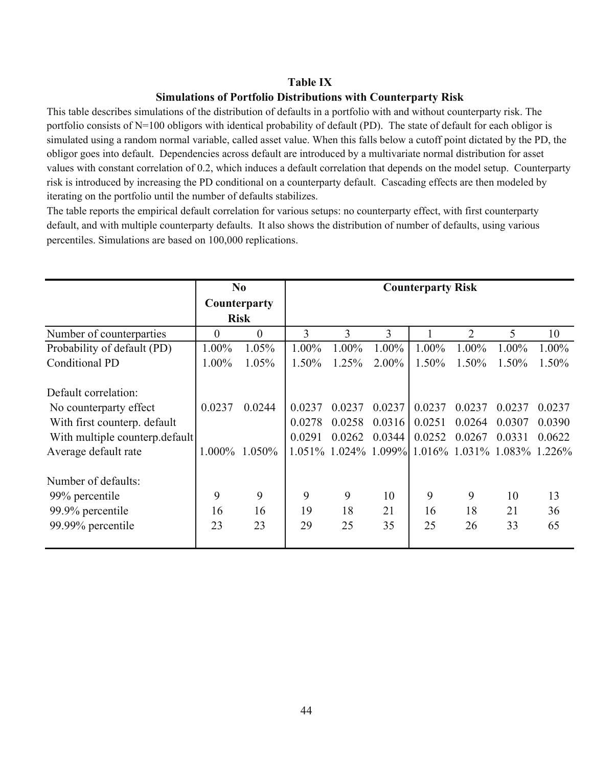### Table IX

### Simulations of Portfolio Distributions with Counterparty Risk

This table describes simulations of the distribution of defaults in a portfolio with and without counterparty risk. The portfolio consists of N=100 obligors with identical probability of default (PD). The state of default for each obligor is simulated using a random normal variable, called asset value. When this falls below a cutoff point dictated by the PD, the obligor goes into default. Dependencies across default are introduced by a multivariate normal distribution for asset values with constant correlation of 0.2, which induces a default correlation that depends on the model setup. Counterparty risk is introduced by increasing the PD conditional on a counterparty default. Cascading effects are then modeled by iterating on the portfolio until the number of defaults stabilizes.

The table reports the empirical default correlation for various setups: no counterparty effect, with first counterparty default, and with multiple counterparty defaults. It also shows the distribution of number of defaults, using various percentiles. Simulations are based on 100,000 replications.

| | No Counterparty Risk | | Counterparty Risk | | | | | | |
|---|---|---|---|---|---|---|---|---|---|
| Number of counterparties | 0 | 0 | 3 | 3 | 3 | 1 | 2 | 5 | 10 |
| Probability of default (PD) | 1.00% | 1.05% | 1.00% | 1.00% | 1.00% | 1.00% | 1.00% | 1.00% | 1.00% |
| Conditional PD | 1.00% | 1.05% | 1.50% | 1.25% | 2.00% | 1.50% | 1.50% | 1.50% | 1.50% |
| Default correlation: | | | | | | | | | |
| No counterparty effect | 0.0237 | 0.0244 | 0.0237 | 0.0237 | 0.0237 | 0.0237 | 0.0237 | 0.0237 | 0.0237 |
| With first counterp. default | | | 0.0278 | 0.0258 | 0.0316 | 0.0251 | 0.0264 | 0.0307 | 0.0390 |
| With multiple counterp.default | | | 0.0291 | 0.0262 | 0.0344 | 0.0252 | 0.0267 | 0.0331 | 0.0622 |
| Average default rate | 1.000% | 1.050% | 1.051% | 1.024% | 1.099% | 1.016% | 1.031% | 1.083% | 1.226% |
| Number of defaults: | | | | | | | | | |
| 99% percentile | 9 | 9 | 9 | 9 | 10 | 9 | 9 | 10 | 13 |
| 99.9% percentile | 16 | 16 | 19 | 18 | 21 | 16 | 18 | 21 | 36 |
| 99.99% percentile | 23 | 23 | 29 | 25 | 35 | 25 | 26 | 33 | 65 |